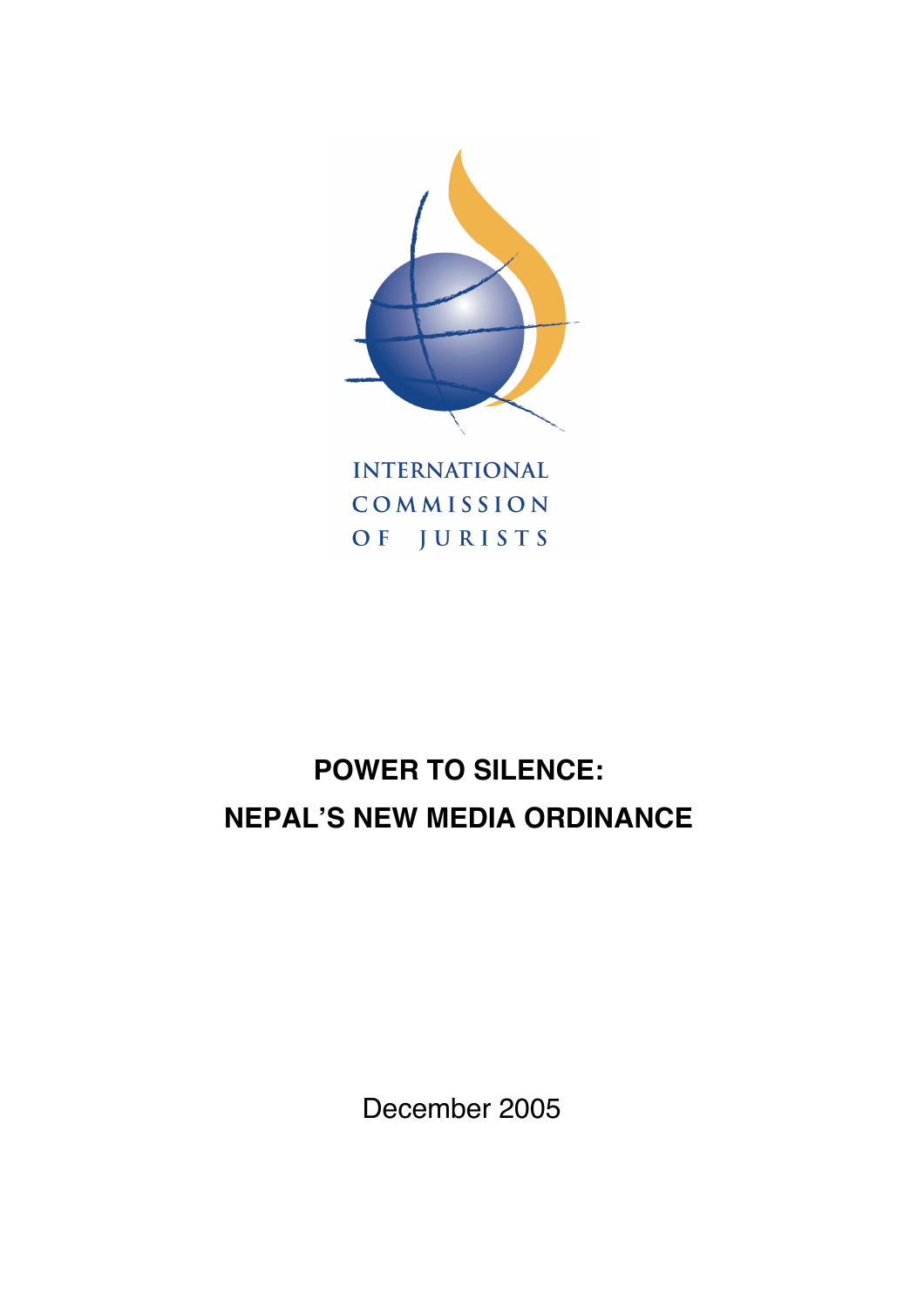INTERNATIONAL COMMISSION OF JURISTS

# POWER TO SILENCE: NEPAL'S NEW MEDIA ORDINANCE

December 2005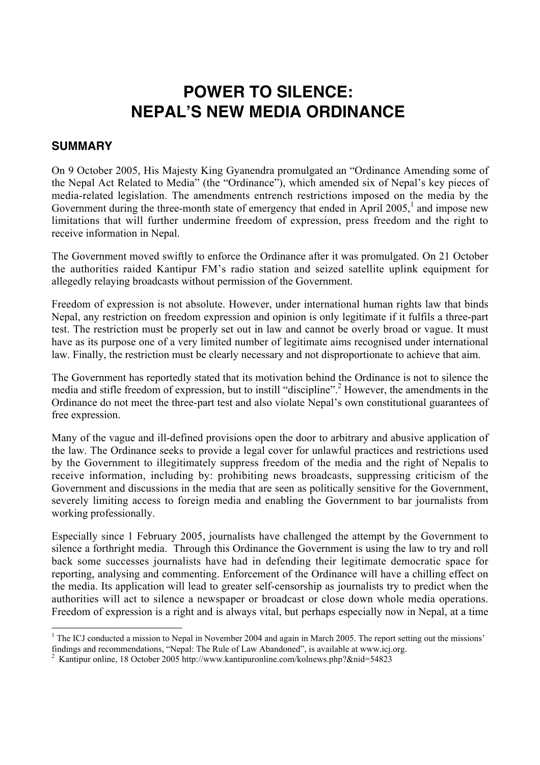# POWER TO SILENCE: NEPAL'S NEW MEDIA ORDINANCE

## SUMMARY

On 9 October 2005, His Majesty King Gyanendra promulgated an "Ordinance Amending some of the Nepal Act Related to Media" (the "Ordinance"), which amended six of Nepal's key pieces of media-related legislation. The amendments entrench restrictions imposed on the media by the Government during the three-month state of emergency that ended in April 2005,[1] and impose new limitations that will further undermine freedom of expression, press freedom and the right to receive information in Nepal.

The Government moved swiftly to enforce the Ordinance after it was promulgated. On 21 October the authorities raided Kantipur FM's radio station and seized satellite uplink equipment for allegedly relaying broadcasts without permission of the Government.

Freedom of expression is not absolute. However, under international human rights law that binds Nepal, any restriction on freedom expression and opinion is only legitimate if it fulfils a three-part test. The restriction must be properly set out in law and cannot be overly broad or vague. It must have as its purpose one of a very limited number of legitimate aims recognised under international law. Finally, the restriction must be clearly necessary and not disproportionate to achieve that aim.

The Government has reportedly stated that its motivation behind the Ordinance is not to silence the media and stifle freedom of expression, but to instill "discipline".[2] However, the amendments in the Ordinance do not meet the three-part test and also violate Nepal's own constitutional guarantees of free expression.

Many of the vague and ill-defined provisions open the door to arbitrary and abusive application of the law. The Ordinance seeks to provide a legal cover for unlawful practices and restrictions used by the Government to illegitimately suppress freedom of the media and the right of Nepalis to receive information, including by: prohibiting news broadcasts, suppressing criticism of the Government and discussions in the media that are seen as politically sensitive for the Government, severely limiting access to foreign media and enabling the Government to bar journalists from working professionally.

Especially since 1 February 2005, journalists have challenged the attempt by the Government to silence a forthright media. Through this Ordinance the Government is using the law to try and roll back some successes journalists have had in defending their legitimate democratic space for reporting, analysing and commenting. Enforcement of the Ordinance will have a chilling effect on the media. Its application will lead to greater self-censorship as journalists try to predict when the authorities will act to silence a newspaper or broadcast or close down whole media operations. Freedom of expression is a right and is always vital, but perhaps especially now in Nepal, at a time

---

[1] The ICJ conducted a mission to Nepal in November 2004 and again in March 2005. The report setting out the missions' findings and recommendations, "Nepal: The Rule of Law Abandoned", is available at www.icj.org.

[2] Kantipur online, 18 October 2005 http://www.kantipuronline.com/kolnews.php?&nid=54823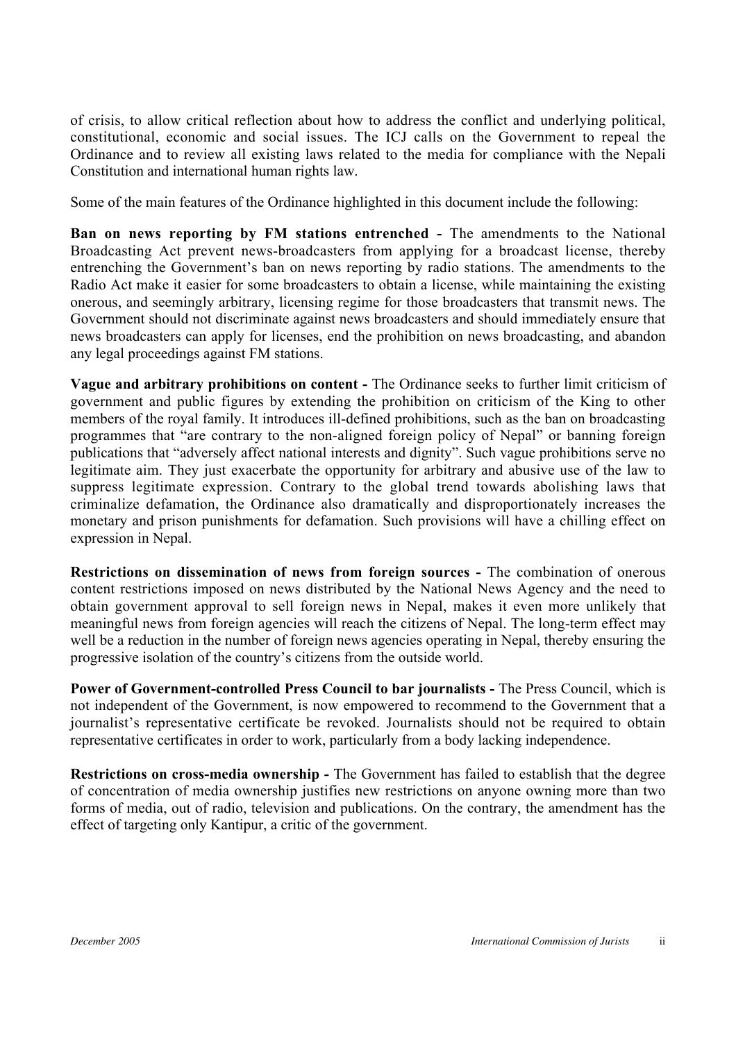of crisis, to allow critical reflection about how to address the conflict and underlying political, constitutional, economic and social issues. The ICJ calls on the Government to repeal the Ordinance and to review all existing laws related to the media for compliance with the Nepali Constitution and international human rights law.

Some of the main features of the Ordinance highlighted in this document include the following:

**Ban on news reporting by FM stations entrenched -** The amendments to the National Broadcasting Act prevent news-broadcasters from applying for a broadcast license, thereby entrenching the Government's ban on news reporting by radio stations. The amendments to the Radio Act make it easier for some broadcasters to obtain a license, while maintaining the existing onerous, and seemingly arbitrary, licensing regime for those broadcasters that transmit news. The Government should not discriminate against news broadcasters and should immediately ensure that news broadcasters can apply for licenses, end the prohibition on news broadcasting, and abandon any legal proceedings against FM stations.

**Vague and arbitrary prohibitions on content -** The Ordinance seeks to further limit criticism of government and public figures by extending the prohibition on criticism of the King to other members of the royal family. It introduces ill-defined prohibitions, such as the ban on broadcasting programmes that "are contrary to the non-aligned foreign policy of Nepal" or banning foreign publications that "adversely affect national interests and dignity". Such vague prohibitions serve no legitimate aim. They just exacerbate the opportunity for arbitrary and abusive use of the law to suppress legitimate expression. Contrary to the global trend towards abolishing laws that criminalize defamation, the Ordinance also dramatically and disproportionately increases the monetary and prison punishments for defamation. Such provisions will have a chilling effect on expression in Nepal.

**Restrictions on dissemination of news from foreign sources -** The combination of onerous content restrictions imposed on news distributed by the National News Agency and the need to obtain government approval to sell foreign news in Nepal, makes it even more unlikely that meaningful news from foreign agencies will reach the citizens of Nepal. The long-term effect may well be a reduction in the number of foreign news agencies operating in Nepal, thereby ensuring the progressive isolation of the country's citizens from the outside world.

**Power of Government-controlled Press Council to bar journalists -** The Press Council, which is not independent of the Government, is now empowered to recommend to the Government that a journalist's representative certificate be revoked. Journalists should not be required to obtain representative certificates in order to work, particularly from a body lacking independence.

**Restrictions on cross-media ownership -** The Government has failed to establish that the degree of concentration of media ownership justifies new restrictions on anyone owning more than two forms of media, out of radio, television and publications. On the contrary, the amendment has the effect of targeting only Kantipur, a critic of the government.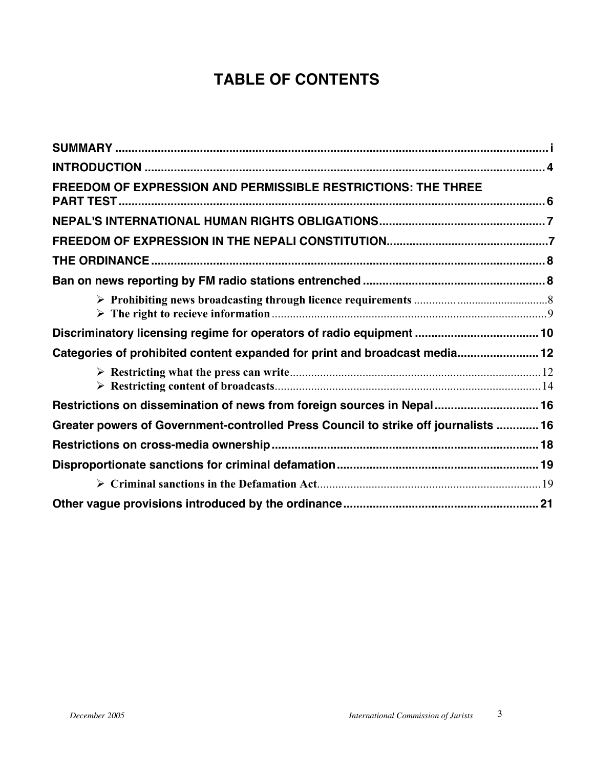# TABLE OF CONTENTS

**SUMMARY** ........................................................................................................................ i

**INTRODUCTION** ............................................................................................................. 4

**FREEDOM OF EXPRESSION AND PERMISSIBLE RESTRICTIONS: THE THREE PART TEST** ......................................................................................................................... 6

**NEPAL'S INTERNATIONAL HUMAN RIGHTS OBLIGATIONS** .................................................. 7

**FREEDOM OF EXPRESSION IN THE NEPALI CONSTITUTION** ................................................ 7

**THE ORDINANCE** .............................................................................................................. 8

**Ban on news reporting by FM radio stations entrenched** ........................................................ 8

- **Prohibiting news broadcasting through licence requirements** ............................................ 8
- **The right to recieve information** ........................................................................................ 9

**Discriminatory licensing regime for operators of radio equipment** ...................................... 10

**Categories of prohibited content expanded for print and broadcast media** ......................... 12

- **Restricting what the press can write** ................................................................................. 12
- **Restricting content of broadcasts** ..................................................................................... 14

**Restrictions on dissemination of news from foreign sources in Nepal** ................................ 16

**Greater powers of Government-controlled Press Council to strike off journalists** ............. 16

**Restrictions on cross-media ownership** ................................................................................. 18

**Disproportionate sanctions for criminal defamation** ............................................................. 19

- **Criminal sanctions in the Defamation Act** ......................................................................... 19

**Other vague provisions introduced by the ordinance** ............................................................ 21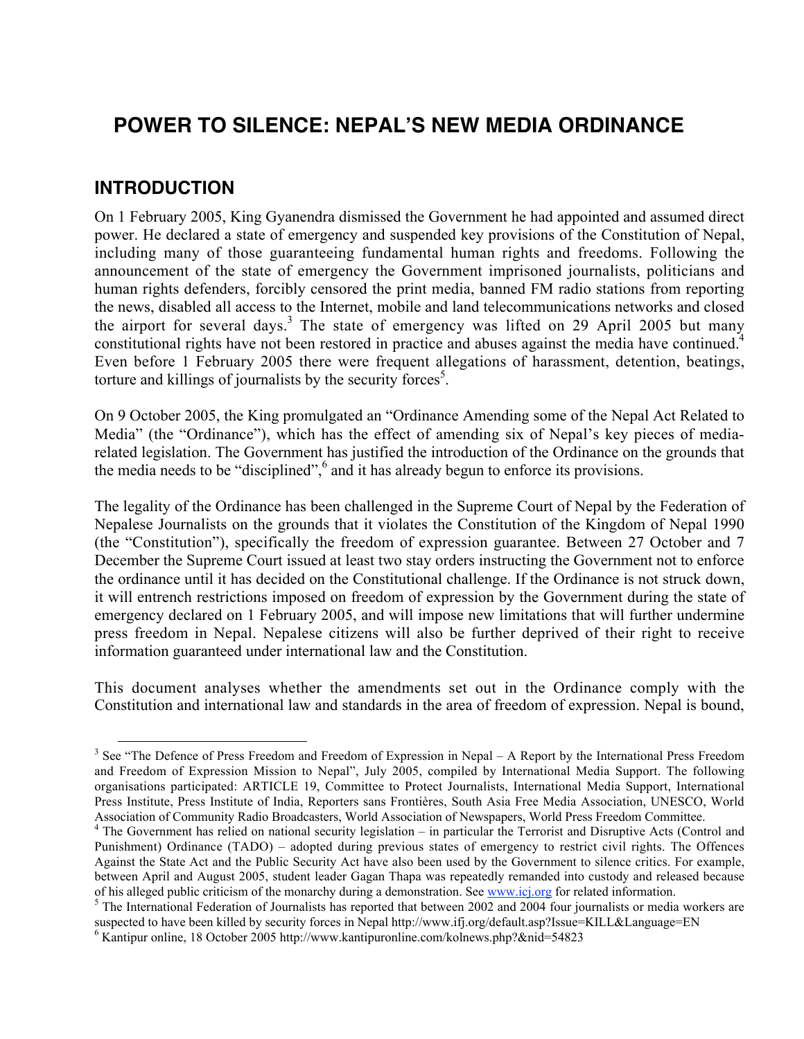# POWER TO SILENCE: NEPAL'S NEW MEDIA ORDINANCE

## INTRODUCTION

On 1 February 2005, King Gyanendra dismissed the Government he had appointed and assumed direct power. He declared a state of emergency and suspended key provisions of the Constitution of Nepal, including many of those guaranteeing fundamental human rights and freedoms. Following the announcement of the state of emergency the Government imprisoned journalists, politicians and human rights defenders, forcibly censored the print media, banned FM radio stations from reporting the news, disabled all access to the Internet, mobile and land telecommunications networks and closed the airport for several days.[3] The state of emergency was lifted on 29 April 2005 but many constitutional rights have not been restored in practice and abuses against the media have continued.[4] Even before 1 February 2005 there were frequent allegations of harassment, detention, beatings, torture and killings of journalists by the security forces[5].

On 9 October 2005, the King promulgated an "Ordinance Amending some of the Nepal Act Related to Media" (the "Ordinance"), which has the effect of amending six of Nepal's key pieces of media-related legislation. The Government has justified the introduction of the Ordinance on the grounds that the media needs to be "disciplined",[6] and it has already begun to enforce its provisions.

The legality of the Ordinance has been challenged in the Supreme Court of Nepal by the Federation of Nepalese Journalists on the grounds that it violates the Constitution of the Kingdom of Nepal 1990 (the "Constitution"), specifically the freedom of expression guarantee. Between 27 October and 7 December the Supreme Court issued at least two stay orders instructing the Government not to enforce the ordinance until it has decided on the Constitutional challenge. If the Ordinance is not struck down, it will entrench restrictions imposed on freedom of expression by the Government during the state of emergency declared on 1 February 2005, and will impose new limitations that will further undermine press freedom in Nepal. Nepalese citizens will also be further deprived of their right to receive information guaranteed under international law and the Constitution.

This document analyses whether the amendments set out in the Ordinance comply with the Constitution and international law and standards in the area of freedom of expression. Nepal is bound,

---

[3] See "The Defence of Press Freedom and Freedom of Expression in Nepal – A Report by the International Press Freedom and Freedom of Expression Mission to Nepal", July 2005, compiled by International Media Support. The following organisations participated: ARTICLE 19, Committee to Protect Journalists, International Media Support, International Press Institute, Press Institute of India, Reporters sans Frontières, South Asia Free Media Association, UNESCO, World Association of Community Radio Broadcasters, World Association of Newspapers, World Press Freedom Committee.

[4] The Government has relied on national security legislation – in particular the Terrorist and Disruptive Acts (Control and Punishment) Ordinance (TADO) – adopted during previous states of emergency to restrict civil rights. The Offences Against the State Act and the Public Security Act have also been used by the Government to silence critics. For example, between April and August 2005, student leader Gagan Thapa was repeatedly remanded into custody and released because of his alleged public criticism of the monarchy during a demonstration. See www.icj.org for related information.

[5] The International Federation of Journalists has reported that between 2002 and 2004 four journalists or media workers are suspected to have been killed by security forces in Nepal http://www.ifj.org/default.asp?Issue=KILL&Language=EN

[6] Kantipur online, 18 October 2005 http://www.kantipuronline.com/kolnews.php?&nid=54823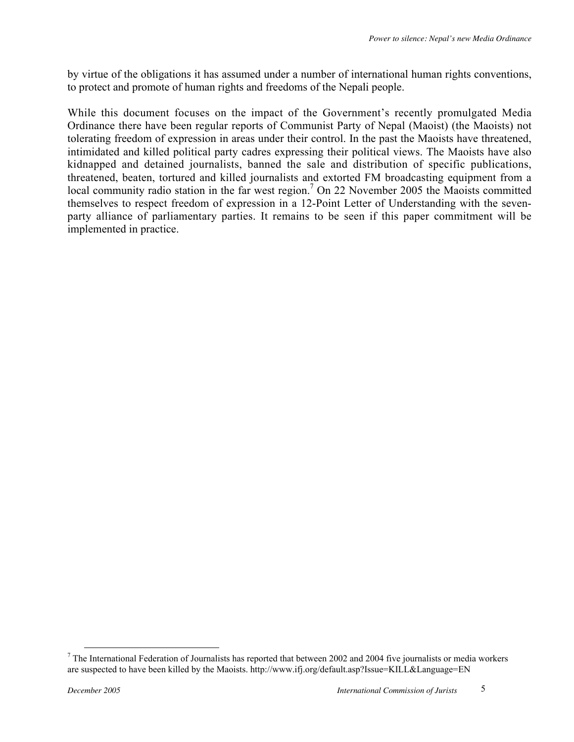by virtue of the obligations it has assumed under a number of international human rights conventions, to protect and promote of human rights and freedoms of the Nepali people.

While this document focuses on the impact of the Government's recently promulgated Media Ordinance there have been regular reports of Communist Party of Nepal (Maoist) (the Maoists) not tolerating freedom of expression in areas under their control. In the past the Maoists have threatened, intimidated and killed political party cadres expressing their political views. The Maoists have also kidnapped and detained journalists, banned the sale and distribution of specific publications, threatened, beaten, tortured and killed journalists and extorted FM broadcasting equipment from a local community radio station in the far west region.[7] On 22 November 2005 the Maoists committed themselves to respect freedom of expression in a 12-Point Letter of Understanding with the seven-party alliance of parliamentary parties. It remains to be seen if this paper commitment will be implemented in practice.

---

[7] The International Federation of Journalists has reported that between 2002 and 2004 five journalists or media workers are suspected to have been killed by the Maoists. http://www.ifj.org/default.asp?Issue=KILL&Language=EN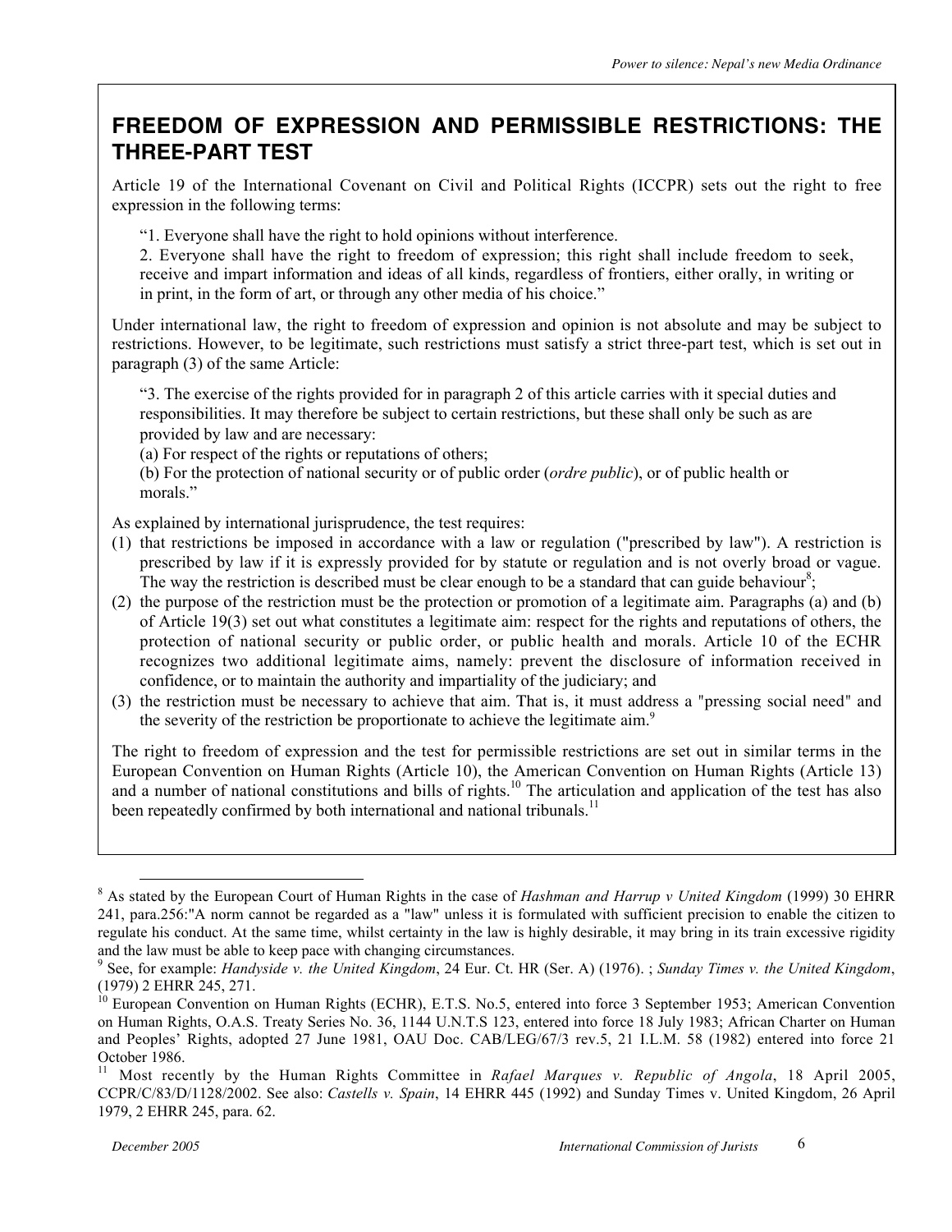## FREEDOM OF EXPRESSION AND PERMISSIBLE RESTRICTIONS: THE THREE-PART TEST

Article 19 of the International Covenant on Civil and Political Rights (ICCPR) sets out the right to free expression in the following terms:

> "1. Everyone shall have the right to hold opinions without interference.
> 2. Everyone shall have the right to freedom of expression; this right shall include freedom to seek, receive and impart information and ideas of all kinds, regardless of frontiers, either orally, in writing or in print, in the form of art, or through any other media of his choice."

Under international law, the right to freedom of expression and opinion is not absolute and may be subject to restrictions. However, to be legitimate, such restrictions must satisfy a strict three-part test, which is set out in paragraph (3) of the same Article:

> "3. The exercise of the rights provided for in paragraph 2 of this article carries with it special duties and responsibilities. It may therefore be subject to certain restrictions, but these shall only be such as are provided by law and are necessary:
> (a) For respect of the rights or reputations of others;
> (b) For the protection of national security or of public order (*ordre public*), or of public health or morals."

As explained by international jurisprudence, the test requires:

(1) that restrictions be imposed in accordance with a law or regulation ("prescribed by law"). A restriction is prescribed by law if it is expressly provided for by statute or regulation and is not overly broad or vague. The way the restriction is described must be clear enough to be a standard that can guide behaviour[8];
(2) the purpose of the restriction must be the protection or promotion of a legitimate aim. Paragraphs (a) and (b) of Article 19(3) set out what constitutes a legitimate aim: respect for the rights and reputations of others, the protection of national security or public order, or public health and morals. Article 10 of the ECHR recognizes two additional legitimate aims, namely: prevent the disclosure of information received in confidence, or to maintain the authority and impartiality of the judiciary; and
(3) the restriction must be necessary to achieve that aim. That is, it must address a "pressing social need" and the severity of the restriction be proportionate to achieve the legitimate aim.[9]

The right to freedom of expression and the test for permissible restrictions are set out in similar terms in the European Convention on Human Rights (Article 10), the American Convention on Human Rights (Article 13) and a number of national constitutions and bills of rights.[10] The articulation and application of the test has also been repeatedly confirmed by both international and national tribunals.[11]

---

[8] As stated by the European Court of Human Rights in the case of *Hashman and Harrup v United Kingdom* (1999) 30 EHRR 241, para.256:"A norm cannot be regarded as a "law" unless it is formulated with sufficient precision to enable the citizen to regulate his conduct. At the same time, whilst certainty in the law is highly desirable, it may bring in its train excessive rigidity and the law must be able to keep pace with changing circumstances.

[9] See, for example: *Handyside v. the United Kingdom*, 24 Eur. Ct. HR (Ser. A) (1976). ; *Sunday Times v. the United Kingdom*, (1979) 2 EHRR 245, 271.

[10] European Convention on Human Rights (ECHR), E.T.S. No.5, entered into force 3 September 1953; American Convention on Human Rights, O.A.S. Treaty Series No. 36, 1144 U.N.T.S 123, entered into force 18 July 1983; African Charter on Human and Peoples' Rights, adopted 27 June 1981, OAU Doc. CAB/LEG/67/3 rev.5, 21 I.L.M. 58 (1982) entered into force 21 October 1986.

[11] Most recently by the Human Rights Committee in *Rafael Marques v. Republic of Angola*, 18 April 2005, CCPR/C/83/D/1128/2002. See also: *Castells v. Spain*, 14 EHRR 445 (1992) and Sunday Times v. United Kingdom, 26 April 1979, 2 EHRR 245, para. 62.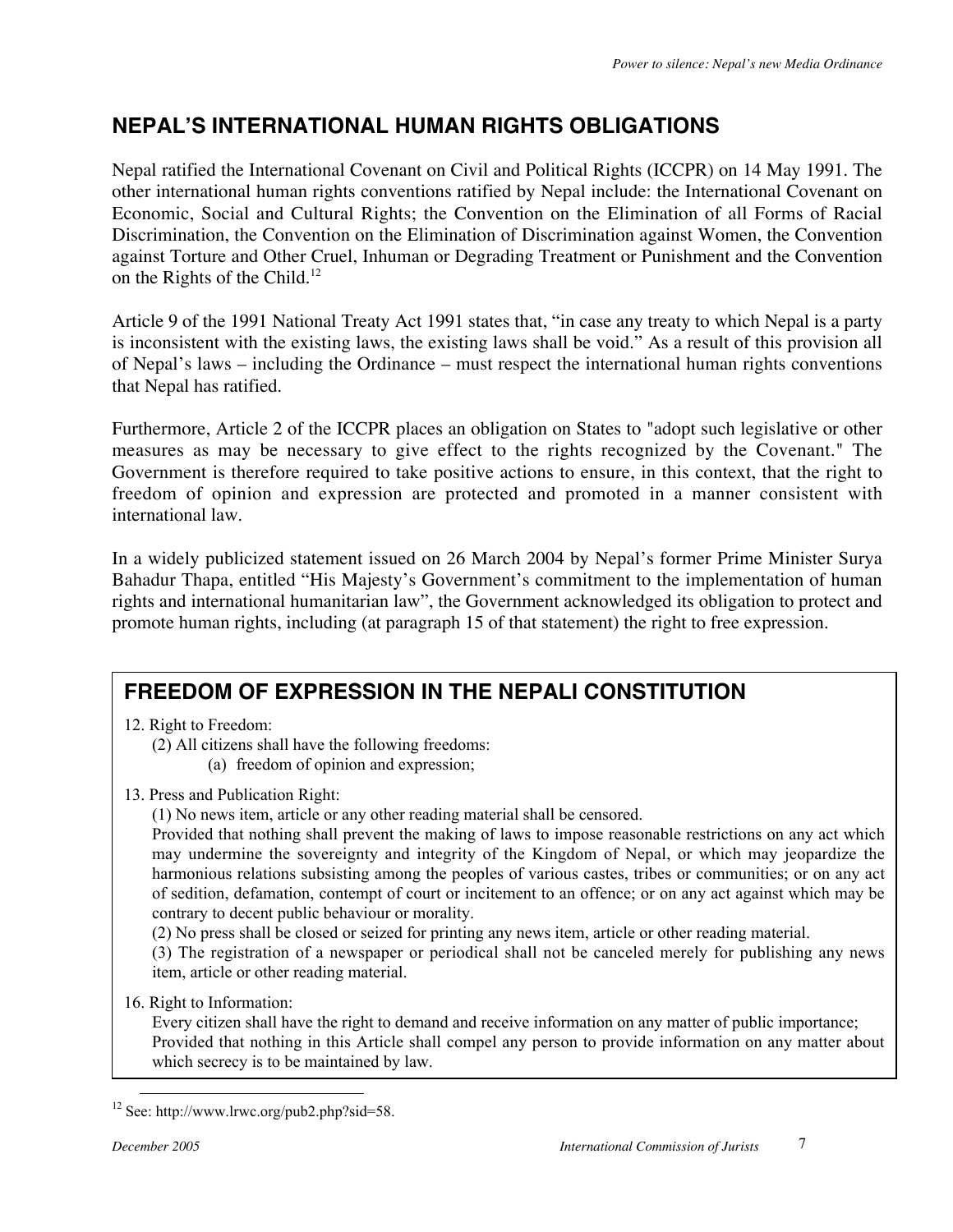## NEPAL'S INTERNATIONAL HUMAN RIGHTS OBLIGATIONS

Nepal ratified the International Covenant on Civil and Political Rights (ICCPR) on 14 May 1991. The other international human rights conventions ratified by Nepal include: the International Covenant on Economic, Social and Cultural Rights; the Convention on the Elimination of all Forms of Racial Discrimination, the Convention on the Elimination of Discrimination against Women, the Convention against Torture and Other Cruel, Inhuman or Degrading Treatment or Punishment and the Convention on the Rights of the Child.[12]

Article 9 of the 1991 National Treaty Act 1991 states that, "in case any treaty to which Nepal is a party is inconsistent with the existing laws, the existing laws shall be void." As a result of this provision all of Nepal's laws – including the Ordinance – must respect the international human rights conventions that Nepal has ratified.

Furthermore, Article 2 of the ICCPR places an obligation on States to "adopt such legislative or other measures as may be necessary to give effect to the rights recognized by the Covenant." The Government is therefore required to take positive actions to ensure, in this context, that the right to freedom of opinion and expression are protected and promoted in a manner consistent with international law.

In a widely publicized statement issued on 26 March 2004 by Nepal's former Prime Minister Surya Bahadur Thapa, entitled "His Majesty's Government's commitment to the implementation of human rights and international humanitarian law", the Government acknowledged its obligation to protect and promote human rights, including (at paragraph 15 of that statement) the right to free expression.

## FREEDOM OF EXPRESSION IN THE NEPALI CONSTITUTION

12. Right to Freedom:
    (2) All citizens shall have the following freedoms:
    (a) freedom of opinion and expression;

13. Press and Publication Right:
    (1) No news item, article or any other reading material shall be censored.
    Provided that nothing shall prevent the making of laws to impose reasonable restrictions on any act which may undermine the sovereignty and integrity of the Kingdom of Nepal, or which may jeopardize the harmonious relations subsisting among the peoples of various castes, tribes or communities; or on any act of sedition, defamation, contempt of court or incitement to an offence; or on any act against which may be contrary to decent public behaviour or morality.
    (2) No press shall be closed or seized for printing any news item, article or other reading material.
    (3) The registration of a newspaper or periodical shall not be canceled merely for publishing any news item, article or other reading material.

16. Right to Information:
    Every citizen shall have the right to demand and receive information on any matter of public importance;
    Provided that nothing in this Article shall compel any person to provide information on any matter about which secrecy is to be maintained by law.

---

[12] See: http://www.lrwc.org/pub2.php?sid=58.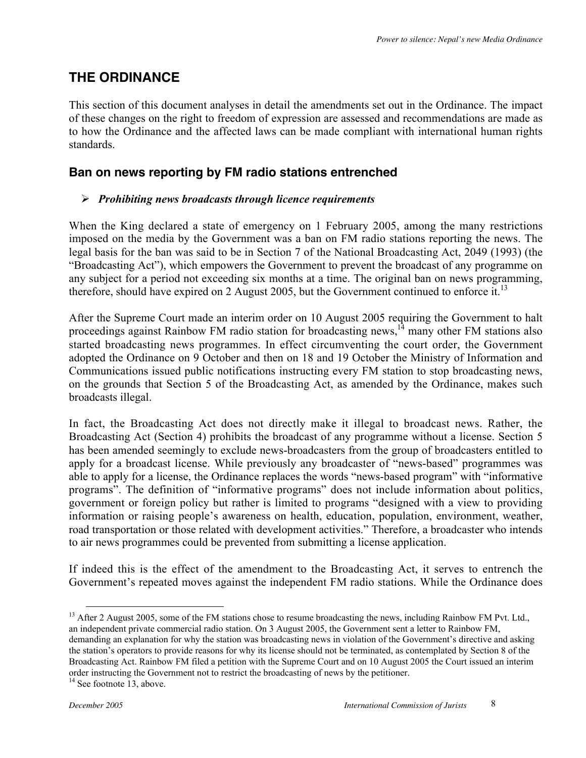## THE ORDINANCE

This section of this document analyses in detail the amendments set out in the Ordinance. The impact of these changes on the right to freedom of expression are assessed and recommendations are made as to how the Ordinance and the affected laws can be made compliant with international human rights standards.

### Ban on news reporting by FM radio stations entrenched

- ***Prohibiting news broadcasts through licence requirements***

When the King declared a state of emergency on 1 February 2005, among the many restrictions imposed on the media by the Government was a ban on FM radio stations reporting the news. The legal basis for the ban was said to be in Section 7 of the National Broadcasting Act, 2049 (1993) (the "Broadcasting Act"), which empowers the Government to prevent the broadcast of any programme on any subject for a period not exceeding six months at a time. The original ban on news programming, therefore, should have expired on 2 August 2005, but the Government continued to enforce it.[13]

After the Supreme Court made an interim order on 10 August 2005 requiring the Government to halt proceedings against Rainbow FM radio station for broadcasting news,[14] many other FM stations also started broadcasting news programmes. In effect circumventing the court order, the Government adopted the Ordinance on 9 October and then on 18 and 19 October the Ministry of Information and Communications issued public notifications instructing every FM station to stop broadcasting news, on the grounds that Section 5 of the Broadcasting Act, as amended by the Ordinance, makes such broadcasts illegal.

In fact, the Broadcasting Act does not directly make it illegal to broadcast news. Rather, the Broadcasting Act (Section 4) prohibits the broadcast of any programme without a license. Section 5 has been amended seemingly to exclude news-broadcasters from the group of broadcasters entitled to apply for a broadcast license. While previously any broadcaster of "news-based" programmes was able to apply for a license, the Ordinance replaces the words "news-based program" with "informative programs". The definition of "informative programs" does not include information about politics, government or foreign policy but rather is limited to programs "designed with a view to providing information or raising people's awareness on health, education, population, environment, weather, road transportation or those related with development activities." Therefore, a broadcaster who intends to air news programmes could be prevented from submitting a license application.

If indeed this is the effect of the amendment to the Broadcasting Act, it serves to entrench the Government's repeated moves against the independent FM radio stations. While the Ordinance does

---

[13] After 2 August 2005, some of the FM stations chose to resume broadcasting the news, including Rainbow FM Pvt. Ltd., an independent private commercial radio station. On 3 August 2005, the Government sent a letter to Rainbow FM, demanding an explanation for why the station was broadcasting news in violation of the Government's directive and asking the station's operators to provide reasons for why its license should not be terminated, as contemplated by Section 8 of the Broadcasting Act. Rainbow FM filed a petition with the Supreme Court and on 10 August 2005 the Court issued an interim order instructing the Government not to restrict the broadcasting of news by the petitioner.

[14] See footnote 13, above.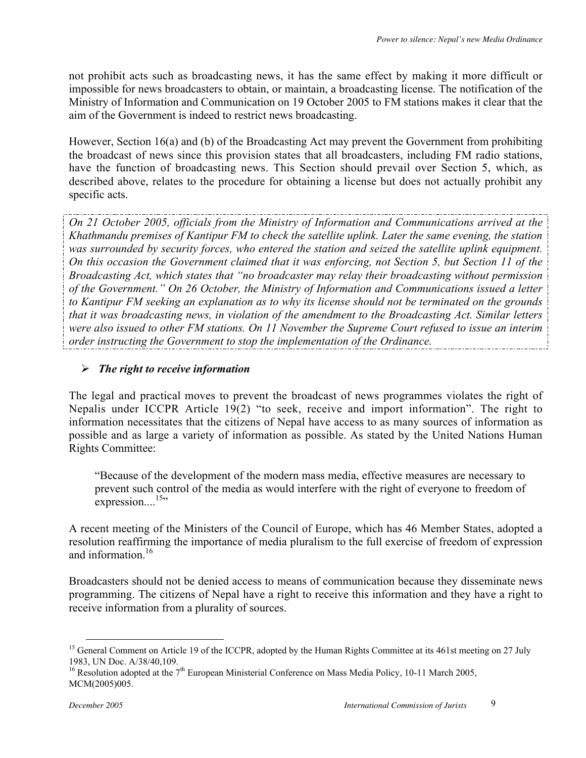not prohibit acts such as broadcasting news, it has the same effect by making it more difficult or impossible for news broadcasters to obtain, or maintain, a broadcasting license. The notification of the Ministry of Information and Communication on 19 October 2005 to FM stations makes it clear that the aim of the Government is indeed to restrict news broadcasting.

However, Section 16(a) and (b) of the Broadcasting Act may prevent the Government from prohibiting the broadcast of news since this provision states that all broadcasters, including FM radio stations, have the function of broadcasting news. This Section should prevail over Section 5, which, as described above, relates to the procedure for obtaining a license but does not actually prohibit any specific acts.

*On 21 October 2005, officials from the Ministry of Information and Communications arrived at the Khathmandu premises of Kantipur FM to check the satellite uplink. Later the same evening, the station was surrounded by security forces, who entered the station and seized the satellite uplink equipment. On this occasion the Government claimed that it was enforcing, not Section 5, but Section 11 of the Broadcasting Act, which states that "no broadcaster may relay their broadcasting without permission of the Government." On 26 October, the Ministry of Information and Communications issued a letter to Kantipur FM seeking an explanation as to why its license should not be terminated on the grounds that it was broadcasting news, in violation of the amendment to the Broadcasting Act. Similar letters were also issued to other FM stations. On 11 November the Supreme Court refused to issue an interim order instructing the Government to stop the implementation of the Ordinance.*

- ***The right to receive information***

The legal and practical moves to prevent the broadcast of news programmes violates the right of Nepalis under ICCPR Article 19(2) "to seek, receive and import information". The right to information necessitates that the citizens of Nepal have access to as many sources of information as possible and as large a variety of information as possible. As stated by the United Nations Human Rights Committee:

> "Because of the development of the modern mass media, effective measures are necessary to prevent such control of the media as would interfere with the right of everyone to freedom of expression....[15]"

A recent meeting of the Ministers of the Council of Europe, which has 46 Member States, adopted a resolution reaffirming the importance of media pluralism to the full exercise of freedom of expression and information.[16]

Broadcasters should not be denied access to means of communication because they disseminate news programming. The citizens of Nepal have a right to receive this information and they have a right to receive information from a plurality of sources.

---

[15] General Comment on Article 19 of the ICCPR, adopted by the Human Rights Committee at its 461st meeting on 27 July 1983, UN Doc. A/38/40,109.

[16] Resolution adopted at the 7th European Ministerial Conference on Mass Media Policy, 10-11 March 2005, MCM(2005)005.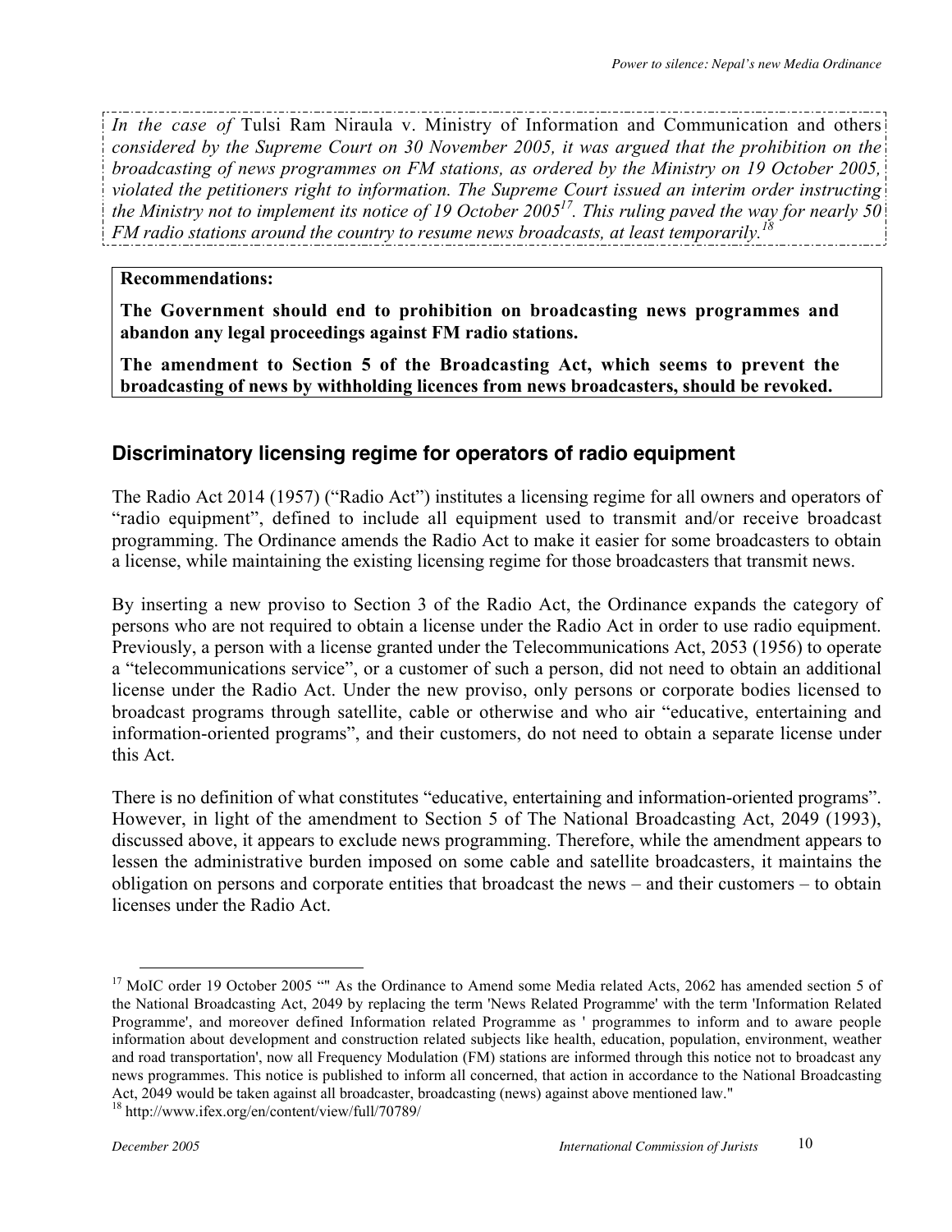*In the case of* Tulsi Ram Niraula v. Ministry of Information and Communication and others *considered by the Supreme Court on 30 November 2005, it was argued that the prohibition on the broadcasting of news programmes on FM stations, as ordered by the Ministry on 19 October 2005, violated the petitioners right to information. The Supreme Court issued an interim order instructing the Ministry not to implement its notice of 19 October 2005[17]. This ruling paved the way for nearly 50 FM radio stations around the country to resume news broadcasts, at least temporarily.[18]*

**Recommendations:**

**The Government should end to prohibition on broadcasting news programmes and abandon any legal proceedings against FM radio stations.**

**The amendment to Section 5 of the Broadcasting Act, which seems to prevent the broadcasting of news by withholding licences from news broadcasters, should be revoked.**

## Discriminatory licensing regime for operators of radio equipment

The Radio Act 2014 (1957) ("Radio Act") institutes a licensing regime for all owners and operators of "radio equipment", defined to include all equipment used to transmit and/or receive broadcast programming. The Ordinance amends the Radio Act to make it easier for some broadcasters to obtain a license, while maintaining the existing licensing regime for those broadcasters that transmit news.

By inserting a new proviso to Section 3 of the Radio Act, the Ordinance expands the category of persons who are not required to obtain a license under the Radio Act in order to use radio equipment. Previously, a person with a license granted under the Telecommunications Act, 2053 (1956) to operate a "telecommunications service", or a customer of such a person, did not need to obtain an additional license under the Radio Act. Under the new proviso, only persons or corporate bodies licensed to broadcast programs through satellite, cable or otherwise and who air "educative, entertaining and information-oriented programs", and their customers, do not need to obtain a separate license under this Act.

There is no definition of what constitutes "educative, entertaining and information-oriented programs". However, in light of the amendment to Section 5 of The National Broadcasting Act, 2049 (1993), discussed above, it appears to exclude news programming. Therefore, while the amendment appears to lessen the administrative burden imposed on some cable and satellite broadcasters, it maintains the obligation on persons and corporate entities that broadcast the news – and their customers – to obtain licenses under the Radio Act.

---

[17] MoIC order 19 October 2005 "" As the Ordinance to Amend some Media related Acts, 2062 has amended section 5 of the National Broadcasting Act, 2049 by replacing the term 'News Related Programme' with the term 'Information Related Programme', and moreover defined Information related Programme as ' programmes to inform and to aware people information about development and construction related subjects like health, education, population, environment, weather and road transportation', now all Frequency Modulation (FM) stations are informed through this notice not to broadcast any news programmes. This notice is published to inform all concerned, that action in accordance to the National Broadcasting Act, 2049 would be taken against all broadcaster, broadcasting (news) against above mentioned law."

[18] http://www.ifex.org/en/content/view/full/70789/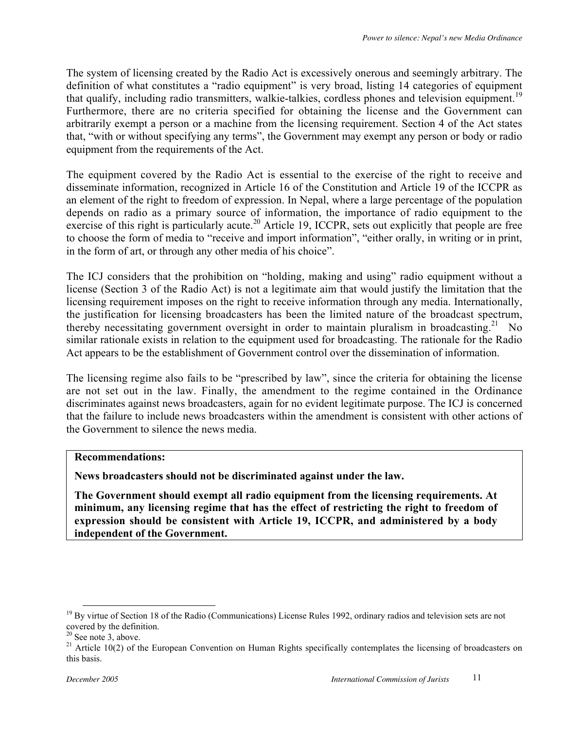The system of licensing created by the Radio Act is excessively onerous and seemingly arbitrary. The definition of what constitutes a "radio equipment" is very broad, listing 14 categories of equipment that qualify, including radio transmitters, walkie-talkies, cordless phones and television equipment.[19] Furthermore, there are no criteria specified for obtaining the license and the Government can arbitrarily exempt a person or a machine from the licensing requirement. Section 4 of the Act states that, "with or without specifying any terms", the Government may exempt any person or body or radio equipment from the requirements of the Act.

The equipment covered by the Radio Act is essential to the exercise of the right to receive and disseminate information, recognized in Article 16 of the Constitution and Article 19 of the ICCPR as an element of the right to freedom of expression. In Nepal, where a large percentage of the population depends on radio as a primary source of information, the importance of radio equipment to the exercise of this right is particularly acute.[20] Article 19, ICCPR, sets out explicitly that people are free to choose the form of media to "receive and import information", "either orally, in writing or in print, in the form of art, or through any other media of his choice".

The ICJ considers that the prohibition on "holding, making and using" radio equipment without a license (Section 3 of the Radio Act) is not a legitimate aim that would justify the limitation that the licensing requirement imposes on the right to receive information through any media. Internationally, the justification for licensing broadcasters has been the limited nature of the broadcast spectrum, thereby necessitating government oversight in order to maintain pluralism in broadcasting.[21] No similar rationale exists in relation to the equipment used for broadcasting. The rationale for the Radio Act appears to be the establishment of Government control over the dissemination of information.

The licensing regime also fails to be "prescribed by law", since the criteria for obtaining the license are not set out in the law. Finally, the amendment to the regime contained in the Ordinance discriminates against news broadcasters, again for no evident legitimate purpose. The ICJ is concerned that the failure to include news broadcasters within the amendment is consistent with other actions of the Government to silence the news media.

**Recommendations:**

**News broadcasters should not be discriminated against under the law.**

**The Government should exempt all radio equipment from the licensing requirements. At minimum, any licensing regime that has the effect of restricting the right to freedom of expression should be consistent with Article 19, ICCPR, and administered by a body independent of the Government.**

---

[19] By virtue of Section 18 of the Radio (Communications) License Rules 1992, ordinary radios and television sets are not covered by the definition.

[20] See note 3, above.

[21] Article 10(2) of the European Convention on Human Rights specifically contemplates the licensing of broadcasters on this basis.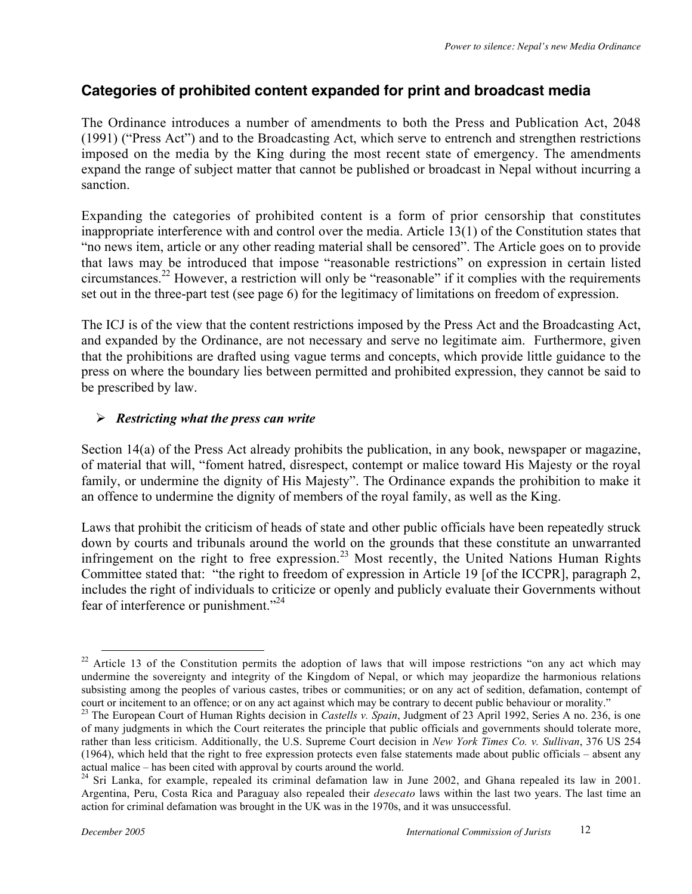## Categories of prohibited content expanded for print and broadcast media

The Ordinance introduces a number of amendments to both the Press and Publication Act, 2048 (1991) ("Press Act") and to the Broadcasting Act, which serve to entrench and strengthen restrictions imposed on the media by the King during the most recent state of emergency. The amendments expand the range of subject matter that cannot be published or broadcast in Nepal without incurring a sanction.

Expanding the categories of prohibited content is a form of prior censorship that constitutes inappropriate interference with and control over the media. Article 13(1) of the Constitution states that "no news item, article or any other reading material shall be censored". The Article goes on to provide that laws may be introduced that impose "reasonable restrictions" on expression in certain listed circumstances.[22] However, a restriction will only be "reasonable" if it complies with the requirements set out in the three-part test (see page 6) for the legitimacy of limitations on freedom of expression.

The ICJ is of the view that the content restrictions imposed by the Press Act and the Broadcasting Act, and expanded by the Ordinance, are not necessary and serve no legitimate aim. Furthermore, given that the prohibitions are drafted using vague terms and concepts, which provide little guidance to the press on where the boundary lies between permitted and prohibited expression, they cannot be said to be prescribed by law.

- ***Restricting what the press can write***

Section 14(a) of the Press Act already prohibits the publication, in any book, newspaper or magazine, of material that will, "foment hatred, disrespect, contempt or malice toward His Majesty or the royal family, or undermine the dignity of His Majesty". The Ordinance expands the prohibition to make it an offence to undermine the dignity of members of the royal family, as well as the King.

Laws that prohibit the criticism of heads of state and other public officials have been repeatedly struck down by courts and tribunals around the world on the grounds that these constitute an unwarranted infringement on the right to free expression.[23] Most recently, the United Nations Human Rights Committee stated that: "the right to freedom of expression in Article 19 [of the ICCPR], paragraph 2, includes the right of individuals to criticize or openly and publicly evaluate their Governments without fear of interference or punishment."[24]

---

[22] Article 13 of the Constitution permits the adoption of laws that will impose restrictions "on any act which may undermine the sovereignty and integrity of the Kingdom of Nepal, or which may jeopardize the harmonious relations subsisting among the peoples of various castes, tribes or communities; or on any act of sedition, defamation, contempt of court or incitement to an offence; or on any act against which may be contrary to decent public behaviour or morality."

[23] The European Court of Human Rights decision in *Castells v. Spain*, Judgment of 23 April 1992, Series A no. 236, is one of many judgments in which the Court reiterates the principle that public officials and governments should tolerate more, rather than less criticism. Additionally, the U.S. Supreme Court decision in *New York Times Co. v. Sullivan*, 376 US 254 (1964), which held that the right to free expression protects even false statements made about public officials – absent any actual malice – has been cited with approval by courts around the world.

[24] Sri Lanka, for example, repealed its criminal defamation law in June 2002, and Ghana repealed its law in 2001. Argentina, Peru, Costa Rica and Paraguay also repealed their *desecato* laws within the last two years. The last time an action for criminal defamation was brought in the UK was in the 1970s, and it was unsuccessful.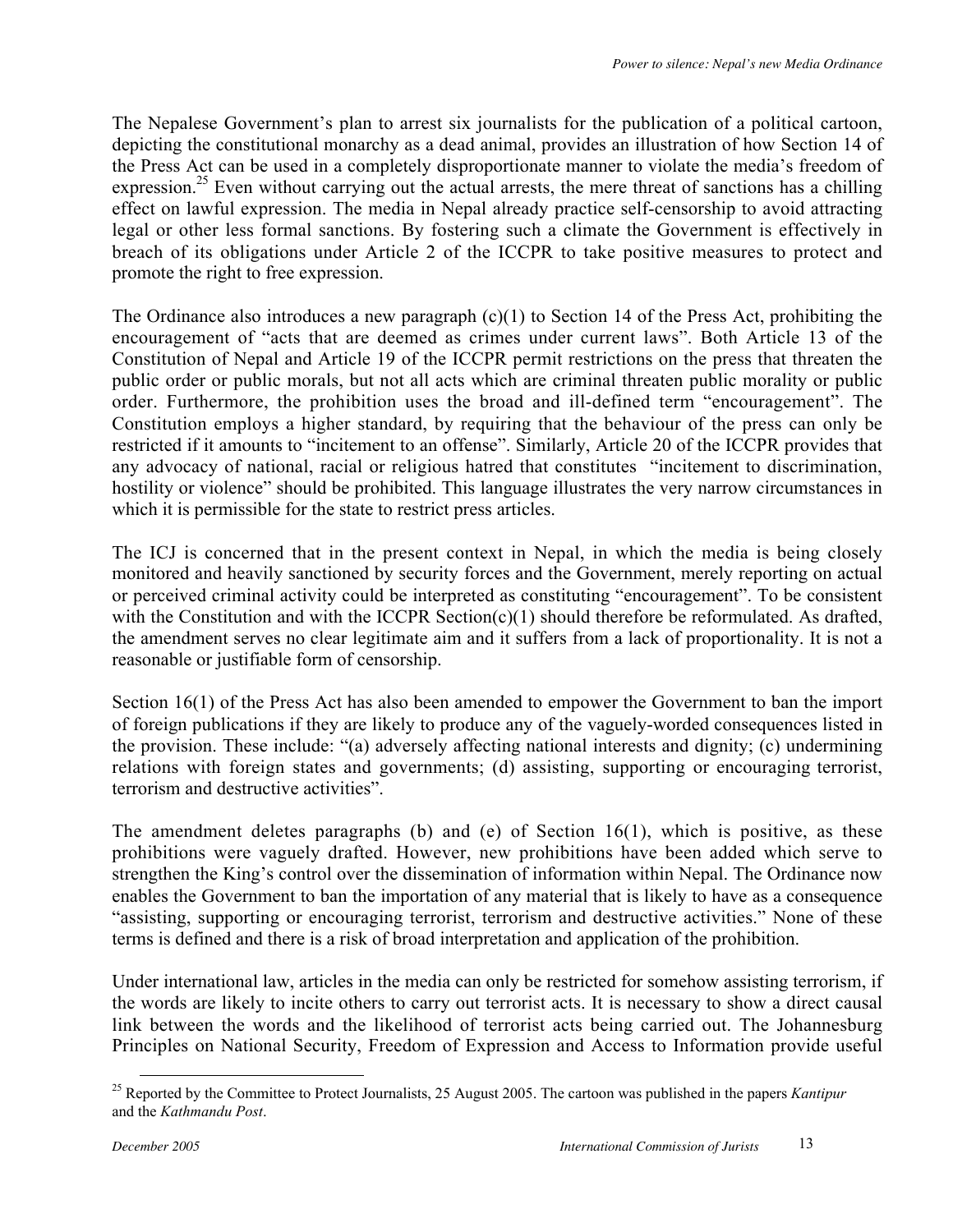The Nepalese Government's plan to arrest six journalists for the publication of a political cartoon, depicting the constitutional monarchy as a dead animal, provides an illustration of how Section 14 of the Press Act can be used in a completely disproportionate manner to violate the media's freedom of expression.[25] Even without carrying out the actual arrests, the mere threat of sanctions has a chilling effect on lawful expression. The media in Nepal already practice self-censorship to avoid attracting legal or other less formal sanctions. By fostering such a climate the Government is effectively in breach of its obligations under Article 2 of the ICCPR to take positive measures to protect and promote the right to free expression.

The Ordinance also introduces a new paragraph (c)(1) to Section 14 of the Press Act, prohibiting the encouragement of "acts that are deemed as crimes under current laws". Both Article 13 of the Constitution of Nepal and Article 19 of the ICCPR permit restrictions on the press that threaten the public order or public morals, but not all acts which are criminal threaten public morality or public order. Furthermore, the prohibition uses the broad and ill-defined term "encouragement". The Constitution employs a higher standard, by requiring that the behaviour of the press can only be restricted if it amounts to "incitement to an offense". Similarly, Article 20 of the ICCPR provides that any advocacy of national, racial or religious hatred that constitutes "incitement to discrimination, hostility or violence" should be prohibited. This language illustrates the very narrow circumstances in which it is permissible for the state to restrict press articles.

The ICJ is concerned that in the present context in Nepal, in which the media is being closely monitored and heavily sanctioned by security forces and the Government, merely reporting on actual or perceived criminal activity could be interpreted as constituting "encouragement". To be consistent with the Constitution and with the ICCPR Section(c)(1) should therefore be reformulated. As drafted, the amendment serves no clear legitimate aim and it suffers from a lack of proportionality. It is not a reasonable or justifiable form of censorship.

Section 16(1) of the Press Act has also been amended to empower the Government to ban the import of foreign publications if they are likely to produce any of the vaguely-worded consequences listed in the provision. These include: "(a) adversely affecting national interests and dignity; (c) undermining relations with foreign states and governments; (d) assisting, supporting or encouraging terrorist, terrorism and destructive activities".

The amendment deletes paragraphs (b) and (e) of Section 16(1), which is positive, as these prohibitions were vaguely drafted. However, new prohibitions have been added which serve to strengthen the King's control over the dissemination of information within Nepal. The Ordinance now enables the Government to ban the importation of any material that is likely to have as a consequence "assisting, supporting or encouraging terrorist, terrorism and destructive activities." None of these terms is defined and there is a risk of broad interpretation and application of the prohibition.

Under international law, articles in the media can only be restricted for somehow assisting terrorism, if the words are likely to incite others to carry out terrorist acts. It is necessary to show a direct causal link between the words and the likelihood of terrorist acts being carried out. The Johannesburg Principles on National Security, Freedom of Expression and Access to Information provide useful

[25] Reported by the Committee to Protect Journalists, 25 August 2005. The cartoon was published in the papers *Kantipur* and the *Kathmandu Post*.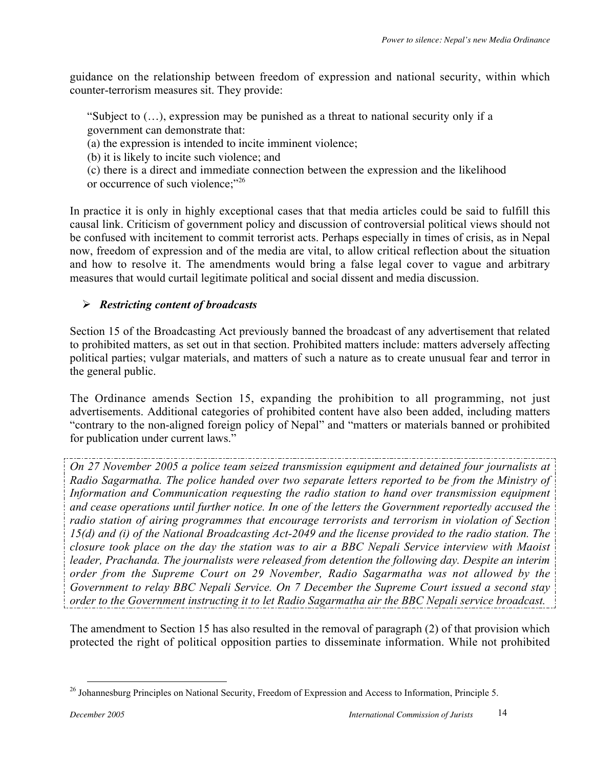guidance on the relationship between freedom of expression and national security, within which counter-terrorism measures sit. They provide:

> "Subject to (…), expression may be punished as a threat to national security only if a government can demonstrate that:
> (a) the expression is intended to incite imminent violence;
> (b) it is likely to incite such violence; and
> (c) there is a direct and immediate connection between the expression and the likelihood or occurrence of such violence;"[26]

In practice it is only in highly exceptional cases that that media articles could be said to fulfill this causal link. Criticism of government policy and discussion of controversial political views should not be confused with incitement to commit terrorist acts. Perhaps especially in times of crisis, as in Nepal now, freedom of expression and of the media are vital, to allow critical reflection about the situation and how to resolve it. The amendments would bring a false legal cover to vague and arbitrary measures that would curtail legitimate political and social dissent and media discussion.

- ***Restricting content of broadcasts***

Section 15 of the Broadcasting Act previously banned the broadcast of any advertisement that related to prohibited matters, as set out in that section. Prohibited matters include: matters adversely affecting political parties; vulgar materials, and matters of such a nature as to create unusual fear and terror in the general public.

The Ordinance amends Section 15, expanding the prohibition to all programming, not just advertisements. Additional categories of prohibited content have also been added, including matters "contrary to the non-aligned foreign policy of Nepal" and "matters or materials banned or prohibited for publication under current laws."

*On 27 November 2005 a police team seized transmission equipment and detained four journalists at Radio Sagarmatha. The police handed over two separate letters reported to be from the Ministry of Information and Communication requesting the radio station to hand over transmission equipment and cease operations until further notice. In one of the letters the Government reportedly accused the radio station of airing programmes that encourage terrorists and terrorism in violation of Section 15(d) and (i) of the National Broadcasting Act-2049 and the license provided to the radio station. The closure took place on the day the station was to air a BBC Nepali Service interview with Maoist leader, Prachanda. The journalists were released from detention the following day. Despite an interim order from the Supreme Court on 29 November, Radio Sagarmatha was not allowed by the Government to relay BBC Nepali Service. On 7 December the Supreme Court issued a second stay order to the Government instructing it to let Radio Sagarmatha air the BBC Nepali service broadcast.*

The amendment to Section 15 has also resulted in the removal of paragraph (2) of that provision which protected the right of political opposition parties to disseminate information. While not prohibited

---

[26] Johannesburg Principles on National Security, Freedom of Expression and Access to Information, Principle 5.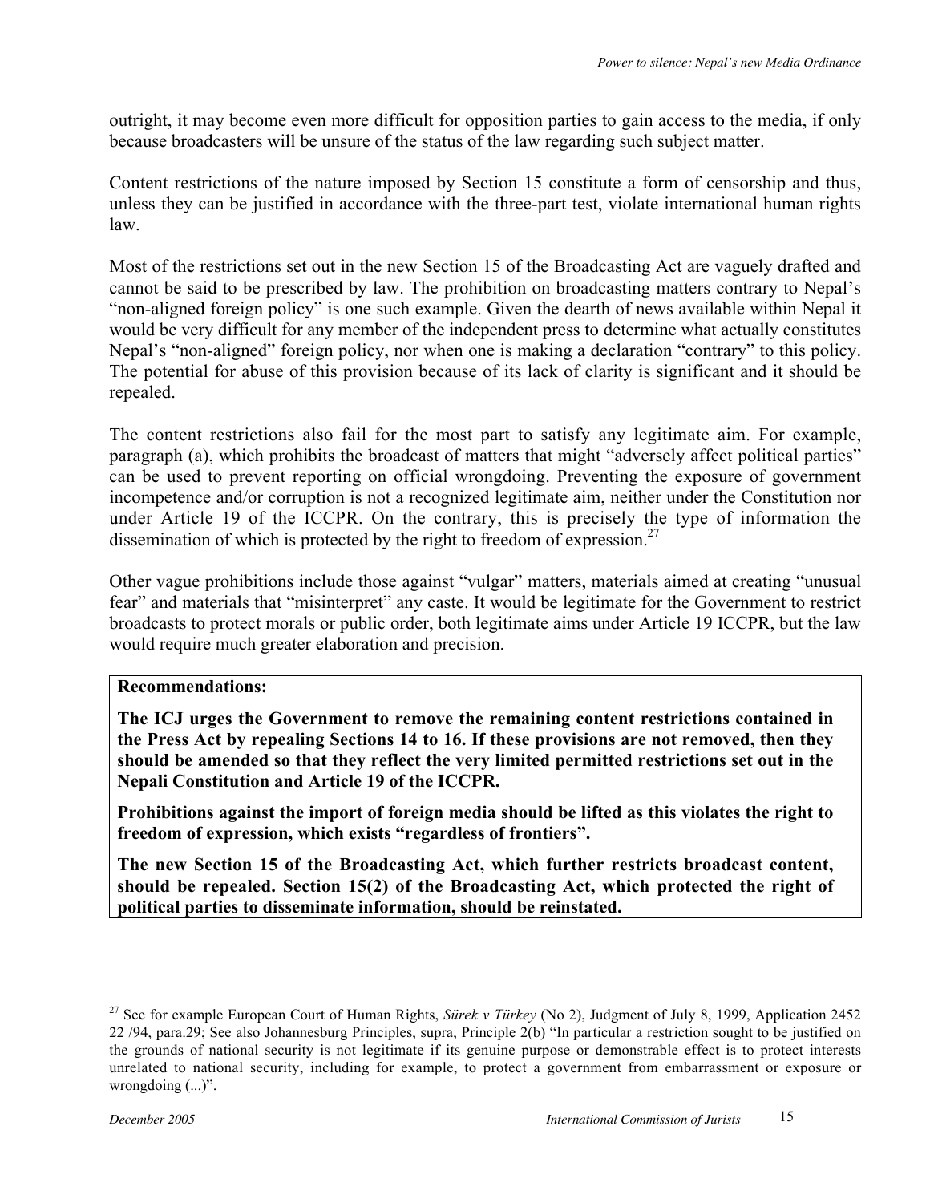outright, it may become even more difficult for opposition parties to gain access to the media, if only because broadcasters will be unsure of the status of the law regarding such subject matter.

Content restrictions of the nature imposed by Section 15 constitute a form of censorship and thus, unless they can be justified in accordance with the three-part test, violate international human rights law.

Most of the restrictions set out in the new Section 15 of the Broadcasting Act are vaguely drafted and cannot be said to be prescribed by law. The prohibition on broadcasting matters contrary to Nepal's "non-aligned foreign policy" is one such example. Given the dearth of news available within Nepal it would be very difficult for any member of the independent press to determine what actually constitutes Nepal's "non-aligned" foreign policy, nor when one is making a declaration "contrary" to this policy. The potential for abuse of this provision because of its lack of clarity is significant and it should be repealed.

The content restrictions also fail for the most part to satisfy any legitimate aim. For example, paragraph (a), which prohibits the broadcast of matters that might "adversely affect political parties" can be used to prevent reporting on official wrongdoing. Preventing the exposure of government incompetence and/or corruption is not a recognized legitimate aim, neither under the Constitution nor under Article 19 of the ICCPR. On the contrary, this is precisely the type of information the dissemination of which is protected by the right to freedom of expression.[27]

Other vague prohibitions include those against "vulgar" matters, materials aimed at creating "unusual fear" and materials that "misinterpret" any caste. It would be legitimate for the Government to restrict broadcasts to protect morals or public order, both legitimate aims under Article 19 ICCPR, but the law would require much greater elaboration and precision.

**Recommendations:**

**The ICJ urges the Government to remove the remaining content restrictions contained in the Press Act by repealing Sections 14 to 16. If these provisions are not removed, then they should be amended so that they reflect the very limited permitted restrictions set out in the Nepali Constitution and Article 19 of the ICCPR.**

**Prohibitions against the import of foreign media should be lifted as this violates the right to freedom of expression, which exists "regardless of frontiers".**

**The new Section 15 of the Broadcasting Act, which further restricts broadcast content, should be repealed. Section 15(2) of the Broadcasting Act, which protected the right of political parties to disseminate information, should be reinstated.**

---

[27] See for example European Court of Human Rights, *Sürek v Türkey* (No 2), Judgment of July 8, 1999, Application 2452 22 /94, para.29; See also Johannesburg Principles, supra, Principle 2(b) "In particular a restriction sought to be justified on the grounds of national security is not legitimate if its genuine purpose or demonstrable effect is to protect interests unrelated to national security, including for example, to protect a government from embarrassment or exposure or wrongdoing (...)".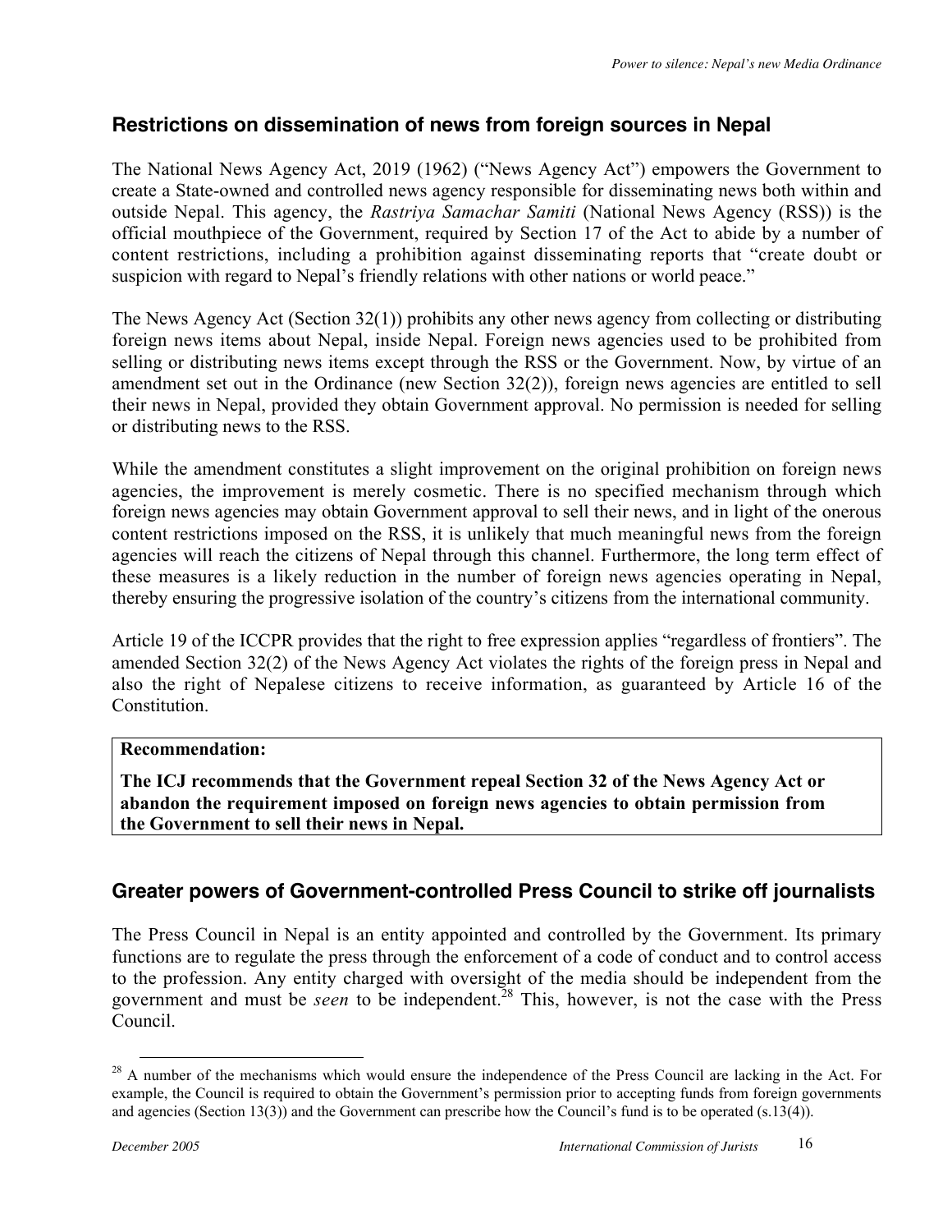## Restrictions on dissemination of news from foreign sources in Nepal

The National News Agency Act, 2019 (1962) ("News Agency Act") empowers the Government to create a State-owned and controlled news agency responsible for disseminating news both within and outside Nepal. This agency, the *Rastriya Samachar Samiti* (National News Agency (RSS)) is the official mouthpiece of the Government, required by Section 17 of the Act to abide by a number of content restrictions, including a prohibition against disseminating reports that "create doubt or suspicion with regard to Nepal's friendly relations with other nations or world peace."

The News Agency Act (Section 32(1)) prohibits any other news agency from collecting or distributing foreign news items about Nepal, inside Nepal. Foreign news agencies used to be prohibited from selling or distributing news items except through the RSS or the Government. Now, by virtue of an amendment set out in the Ordinance (new Section 32(2)), foreign news agencies are entitled to sell their news in Nepal, provided they obtain Government approval. No permission is needed for selling or distributing news to the RSS.

While the amendment constitutes a slight improvement on the original prohibition on foreign news agencies, the improvement is merely cosmetic. There is no specified mechanism through which foreign news agencies may obtain Government approval to sell their news, and in light of the onerous content restrictions imposed on the RSS, it is unlikely that much meaningful news from the foreign agencies will reach the citizens of Nepal through this channel. Furthermore, the long term effect of these measures is a likely reduction in the number of foreign news agencies operating in Nepal, thereby ensuring the progressive isolation of the country's citizens from the international community.

Article 19 of the ICCPR provides that the right to free expression applies "regardless of frontiers". The amended Section 32(2) of the News Agency Act violates the rights of the foreign press in Nepal and also the right of Nepalese citizens to receive information, as guaranteed by Article 16 of the Constitution.

**Recommendation:**

**The ICJ recommends that the Government repeal Section 32 of the News Agency Act or abandon the requirement imposed on foreign news agencies to obtain permission from the Government to sell their news in Nepal.**

## Greater powers of Government-controlled Press Council to strike off journalists

The Press Council in Nepal is an entity appointed and controlled by the Government. Its primary functions are to regulate the press through the enforcement of a code of conduct and to control access to the profession. Any entity charged with oversight of the media should be independent from the government and must be *seen* to be independent.[28] This, however, is not the case with the Press Council.

[28] A number of the mechanisms which would ensure the independence of the Press Council are lacking in the Act. For example, the Council is required to obtain the Government's permission prior to accepting funds from foreign governments and agencies (Section 13(3)) and the Government can prescribe how the Council's fund is to be operated (s.13(4)).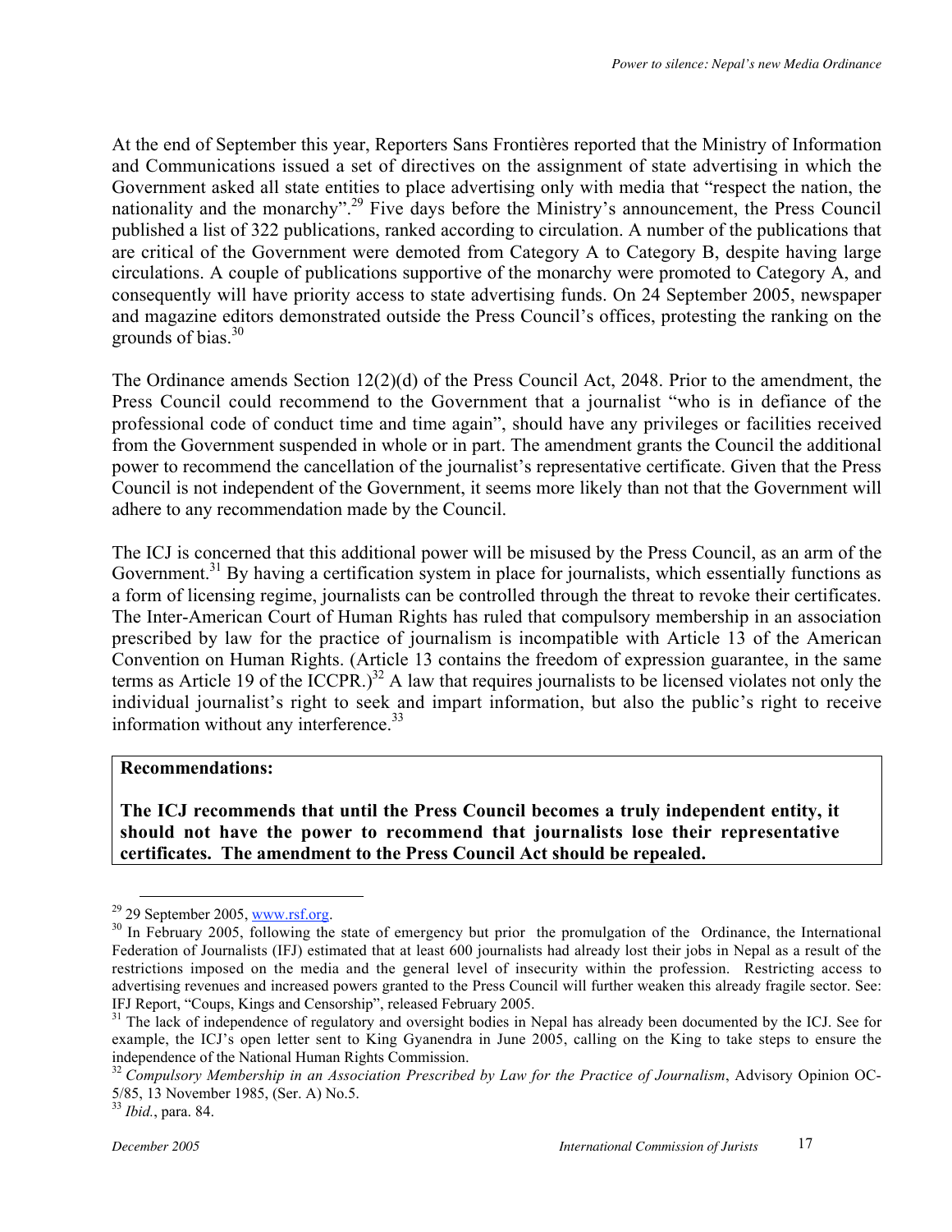At the end of September this year, Reporters Sans Frontières reported that the Ministry of Information and Communications issued a set of directives on the assignment of state advertising in which the Government asked all state entities to place advertising only with media that "respect the nation, the nationality and the monarchy".[29] Five days before the Ministry's announcement, the Press Council published a list of 322 publications, ranked according to circulation. A number of the publications that are critical of the Government were demoted from Category A to Category B, despite having large circulations. A couple of publications supportive of the monarchy were promoted to Category A, and consequently will have priority access to state advertising funds. On 24 September 2005, newspaper and magazine editors demonstrated outside the Press Council's offices, protesting the ranking on the grounds of bias.[30]

The Ordinance amends Section 12(2)(d) of the Press Council Act, 2048. Prior to the amendment, the Press Council could recommend to the Government that a journalist "who is in defiance of the professional code of conduct time and time again", should have any privileges or facilities received from the Government suspended in whole or in part. The amendment grants the Council the additional power to recommend the cancellation of the journalist's representative certificate. Given that the Press Council is not independent of the Government, it seems more likely than not that the Government will adhere to any recommendation made by the Council.

The ICJ is concerned that this additional power will be misused by the Press Council, as an arm of the Government.[31] By having a certification system in place for journalists, which essentially functions as a form of licensing regime, journalists can be controlled through the threat to revoke their certificates. The Inter-American Court of Human Rights has ruled that compulsory membership in an association prescribed by law for the practice of journalism is incompatible with Article 13 of the American Convention on Human Rights. (Article 13 contains the freedom of expression guarantee, in the same terms as Article 19 of the ICCPR.)[32] A law that requires journalists to be licensed violates not only the individual journalist's right to seek and impart information, but also the public's right to receive information without any interference.[33]

**Recommendations:**

**The ICJ recommends that until the Press Council becomes a truly independent entity, it should not have the power to recommend that journalists lose their representative certificates. The amendment to the Press Council Act should be repealed.**

---

[29] 29 September 2005, www.rsf.org.

[30] In February 2005, following the state of emergency but prior the promulgation of the Ordinance, the International Federation of Journalists (IFJ) estimated that at least 600 journalists had already lost their jobs in Nepal as a result of the restrictions imposed on the media and the general level of insecurity within the profession. Restricting access to advertising revenues and increased powers granted to the Press Council will further weaken this already fragile sector. See: IFJ Report, "Coups, Kings and Censorship", released February 2005.

[31] The lack of independence of regulatory and oversight bodies in Nepal has already been documented by the ICJ. See for example, the ICJ's open letter sent to King Gyanendra in June 2005, calling on the King to take steps to ensure the independence of the National Human Rights Commission.

[32] *Compulsory Membership in an Association Prescribed by Law for the Practice of Journalism*, Advisory Opinion OC-5/85, 13 November 1985, (Ser. A) No.5.

[33] *Ibid.*, para. 84.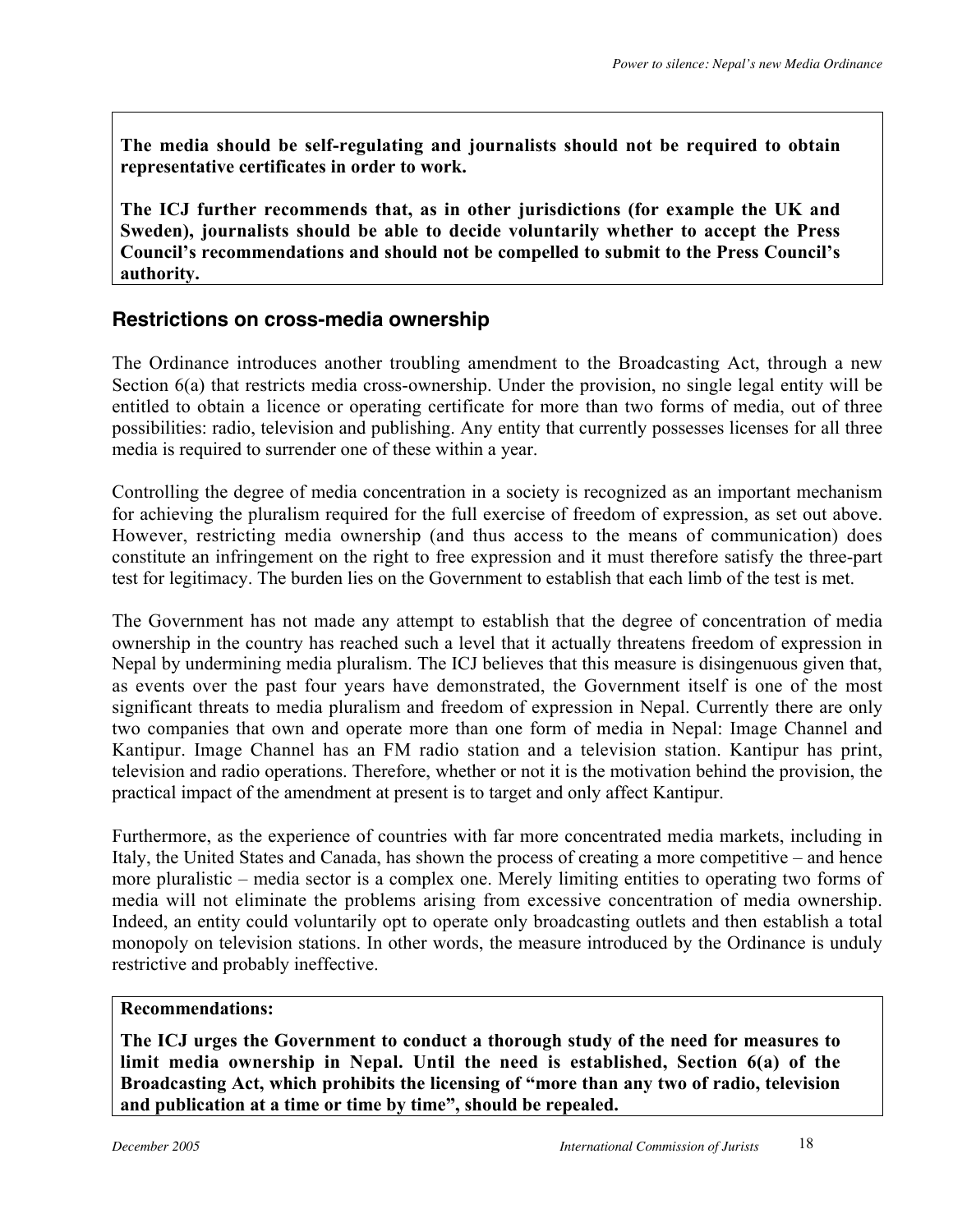**The media should be self-regulating and journalists should not be required to obtain representative certificates in order to work.**

**The ICJ further recommends that, as in other jurisdictions (for example the UK and Sweden), journalists should be able to decide voluntarily whether to accept the Press Council's recommendations and should not be compelled to submit to the Press Council's authority.**

## Restrictions on cross-media ownership

The Ordinance introduces another troubling amendment to the Broadcasting Act, through a new Section 6(a) that restricts media cross-ownership. Under the provision, no single legal entity will be entitled to obtain a licence or operating certificate for more than two forms of media, out of three possibilities: radio, television and publishing. Any entity that currently possesses licenses for all three media is required to surrender one of these within a year.

Controlling the degree of media concentration in a society is recognized as an important mechanism for achieving the pluralism required for the full exercise of freedom of expression, as set out above. However, restricting media ownership (and thus access to the means of communication) does constitute an infringement on the right to free expression and it must therefore satisfy the three-part test for legitimacy. The burden lies on the Government to establish that each limb of the test is met.

The Government has not made any attempt to establish that the degree of concentration of media ownership in the country has reached such a level that it actually threatens freedom of expression in Nepal by undermining media pluralism. The ICJ believes that this measure is disingenuous given that, as events over the past four years have demonstrated, the Government itself is one of the most significant threats to media pluralism and freedom of expression in Nepal. Currently there are only two companies that own and operate more than one form of media in Nepal: Image Channel and Kantipur. Image Channel has an FM radio station and a television station. Kantipur has print, television and radio operations. Therefore, whether or not it is the motivation behind the provision, the practical impact of the amendment at present is to target and only affect Kantipur.

Furthermore, as the experience of countries with far more concentrated media markets, including in Italy, the United States and Canada, has shown the process of creating a more competitive – and hence more pluralistic – media sector is a complex one. Merely limiting entities to operating two forms of media will not eliminate the problems arising from excessive concentration of media ownership. Indeed, an entity could voluntarily opt to operate only broadcasting outlets and then establish a total monopoly on television stations. In other words, the measure introduced by the Ordinance is unduly restrictive and probably ineffective.

**Recommendations:**

**The ICJ urges the Government to conduct a thorough study of the need for measures to limit media ownership in Nepal. Until the need is established, Section 6(a) of the Broadcasting Act, which prohibits the licensing of "more than any two of radio, television and publication at a time or time by time", should be repealed.**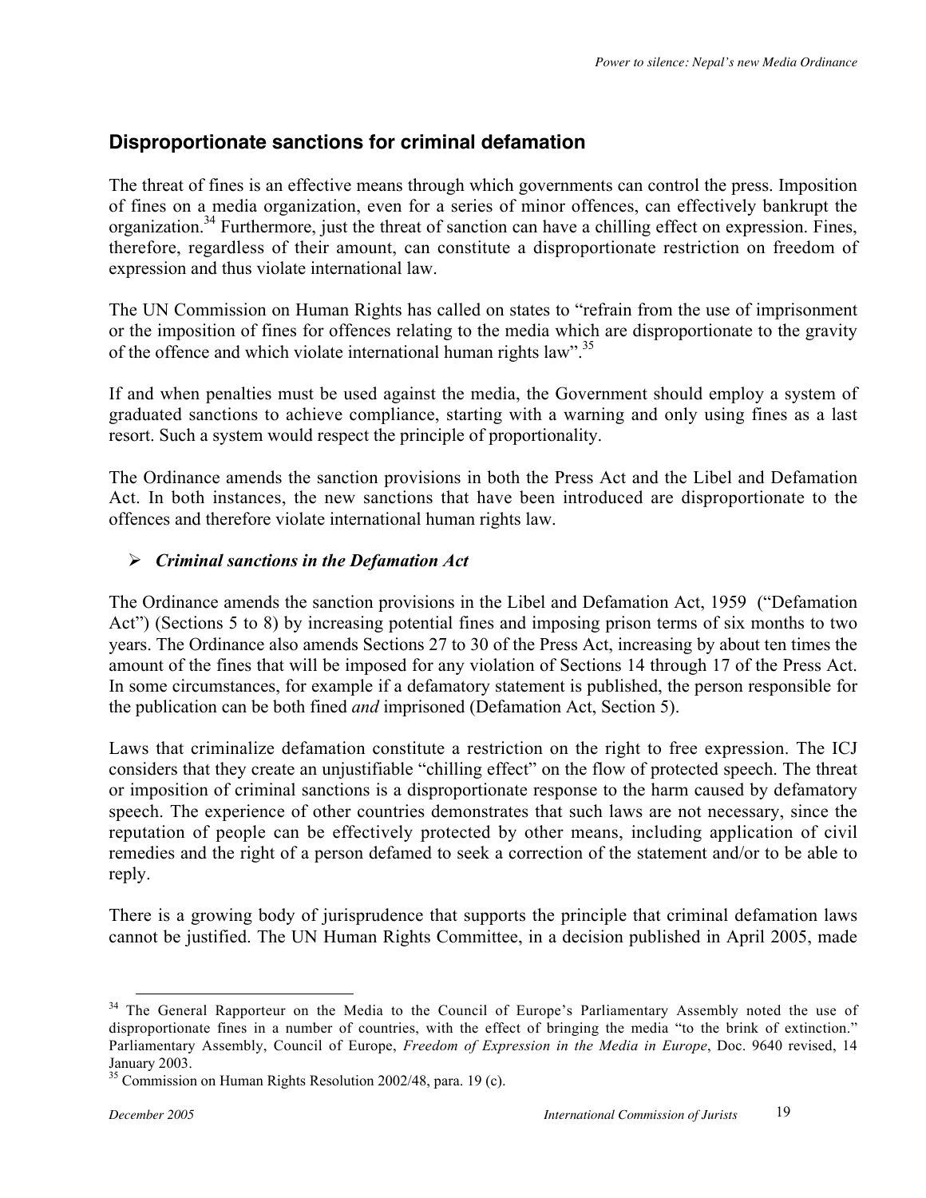## Disproportionate sanctions for criminal defamation

The threat of fines is an effective means through which governments can control the press. Imposition of fines on a media organization, even for a series of minor offences, can effectively bankrupt the organization.[34] Furthermore, just the threat of sanction can have a chilling effect on expression. Fines, therefore, regardless of their amount, can constitute a disproportionate restriction on freedom of expression and thus violate international law.

The UN Commission on Human Rights has called on states to "refrain from the use of imprisonment or the imposition of fines for offences relating to the media which are disproportionate to the gravity of the offence and which violate international human rights law".[35]

If and when penalties must be used against the media, the Government should employ a system of graduated sanctions to achieve compliance, starting with a warning and only using fines as a last resort. Such a system would respect the principle of proportionality.

The Ordinance amends the sanction provisions in both the Press Act and the Libel and Defamation Act. In both instances, the new sanctions that have been introduced are disproportionate to the offences and therefore violate international human rights law.

- ***Criminal sanctions in the Defamation Act***

The Ordinance amends the sanction provisions in the Libel and Defamation Act, 1959 ("Defamation Act") (Sections 5 to 8) by increasing potential fines and imposing prison terms of six months to two years. The Ordinance also amends Sections 27 to 30 of the Press Act, increasing by about ten times the amount of the fines that will be imposed for any violation of Sections 14 through 17 of the Press Act. In some circumstances, for example if a defamatory statement is published, the person responsible for the publication can be both fined *and* imprisoned (Defamation Act, Section 5).

Laws that criminalize defamation constitute a restriction on the right to free expression. The ICJ considers that they create an unjustifiable "chilling effect" on the flow of protected speech. The threat or imposition of criminal sanctions is a disproportionate response to the harm caused by defamatory speech. The experience of other countries demonstrates that such laws are not necessary, since the reputation of people can be effectively protected by other means, including application of civil remedies and the right of a person defamed to seek a correction of the statement and/or to be able to reply.

There is a growing body of jurisprudence that supports the principle that criminal defamation laws cannot be justified. The UN Human Rights Committee, in a decision published in April 2005, made

---

[34] The General Rapporteur on the Media to the Council of Europe's Parliamentary Assembly noted the use of disproportionate fines in a number of countries, with the effect of bringing the media "to the brink of extinction." Parliamentary Assembly, Council of Europe, *Freedom of Expression in the Media in Europe*, Doc. 9640 revised, 14 January 2003.

[35] Commission on Human Rights Resolution 2002/48, para. 19 (c).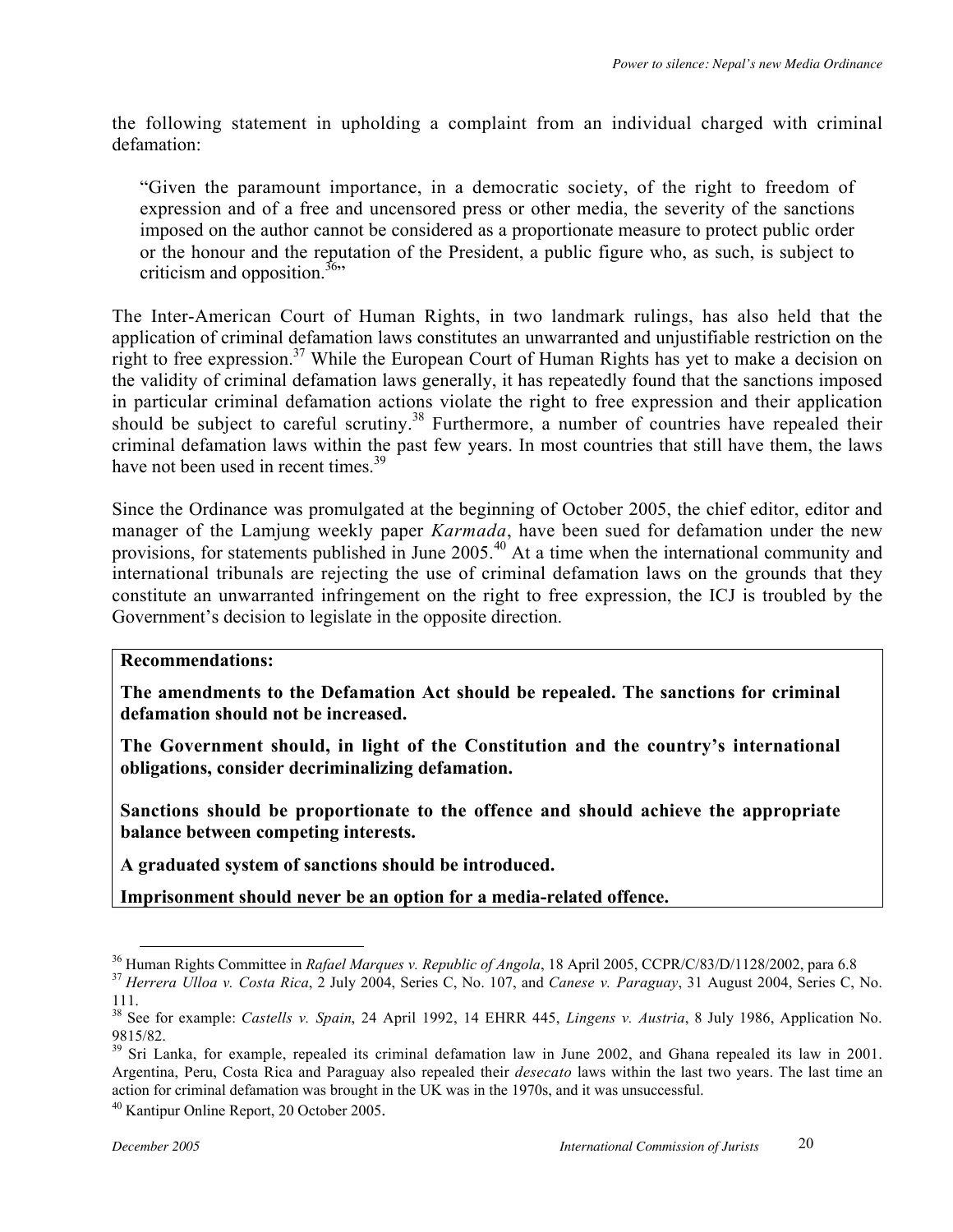the following statement in upholding a complaint from an individual charged with criminal defamation:

> "Given the paramount importance, in a democratic society, of the right to freedom of expression and of a free and uncensored press or other media, the severity of the sanctions imposed on the author cannot be considered as a proportionate measure to protect public order or the honour and the reputation of the President, a public figure who, as such, is subject to criticism and opposition.[36]"

The Inter-American Court of Human Rights, in two landmark rulings, has also held that the application of criminal defamation laws constitutes an unwarranted and unjustifiable restriction on the right to free expression.[37] While the European Court of Human Rights has yet to make a decision on the validity of criminal defamation laws generally, it has repeatedly found that the sanctions imposed in particular criminal defamation actions violate the right to free expression and their application should be subject to careful scrutiny.[38] Furthermore, a number of countries have repealed their criminal defamation laws within the past few years. In most countries that still have them, the laws have not been used in recent times.[39]

Since the Ordinance was promulgated at the beginning of October 2005, the chief editor, editor and manager of the Lamjung weekly paper *Karmada*, have been sued for defamation under the new provisions, for statements published in June 2005.[40] At a time when the international community and international tribunals are rejecting the use of criminal defamation laws on the grounds that they constitute an unwarranted infringement on the right to free expression, the ICJ is troubled by the Government's decision to legislate in the opposite direction.

**Recommendations:**

**The amendments to the Defamation Act should be repealed. The sanctions for criminal defamation should not be increased.**

**The Government should, in light of the Constitution and the country's international obligations, consider decriminalizing defamation.**

**Sanctions should be proportionate to the offence and should achieve the appropriate balance between competing interests.**

**A graduated system of sanctions should be introduced.**

**Imprisonment should never be an option for a media-related offence.**

---

[36] Human Rights Committee in *Rafael Marques v. Republic of Angola*, 18 April 2005, CCPR/C/83/D/1128/2002, para 6.8

[37] *Herrera Ulloa v. Costa Rica*, 2 July 2004, Series C, No. 107, and *Canese v. Paraguay*, 31 August 2004, Series C, No. 111.

[38] See for example: *Castells v. Spain*, 24 April 1992, 14 EHRR 445, *Lingens v. Austria*, 8 July 1986, Application No. 9815/82.

[39] Sri Lanka, for example, repealed its criminal defamation law in June 2002, and Ghana repealed its law in 2001. Argentina, Peru, Costa Rica and Paraguay also repealed their *desecato* laws within the last two years. The last time an action for criminal defamation was brought in the UK was in the 1970s, and it was unsuccessful.

[40] Kantipur Online Report, 20 October 2005.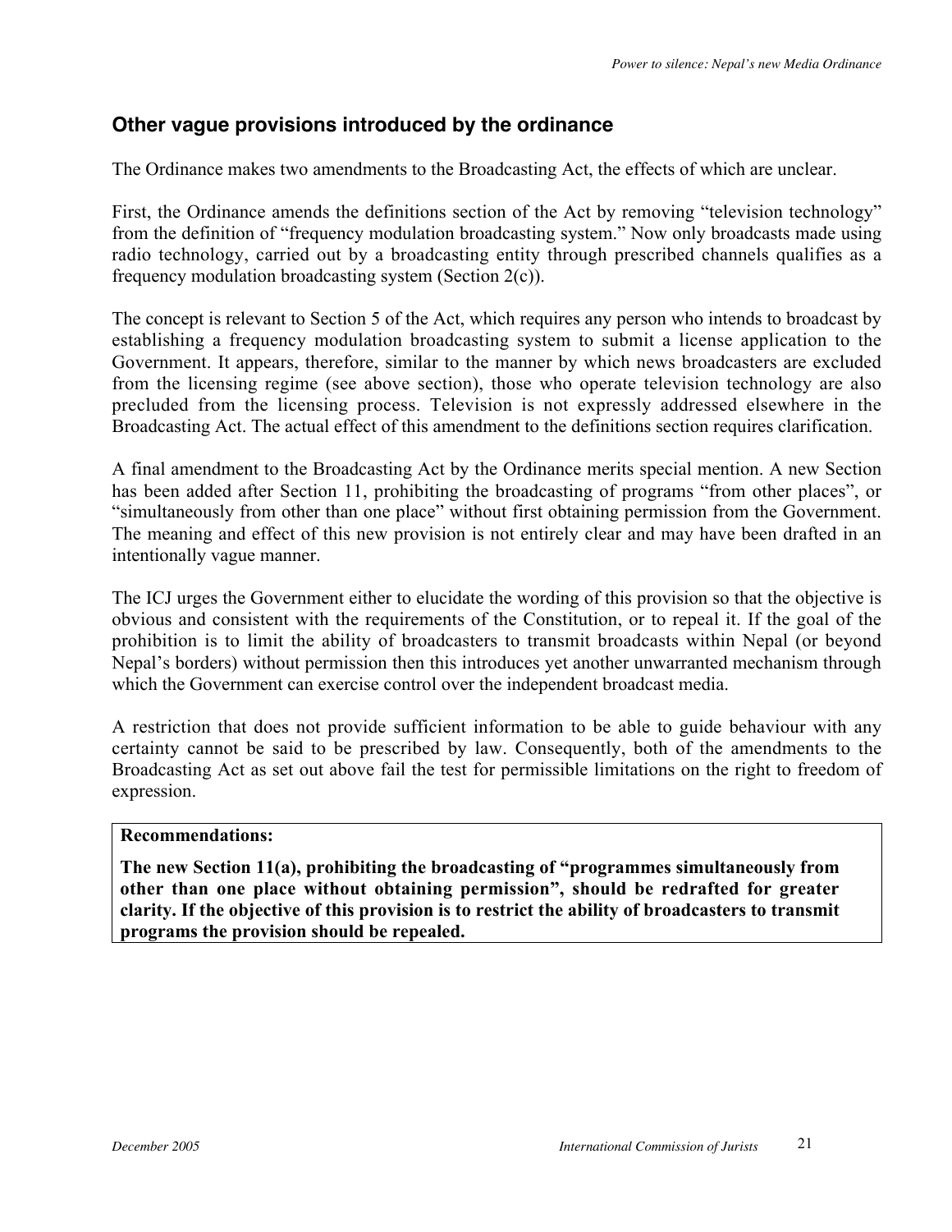## Other vague provisions introduced by the ordinance

The Ordinance makes two amendments to the Broadcasting Act, the effects of which are unclear.

First, the Ordinance amends the definitions section of the Act by removing "television technology" from the definition of "frequency modulation broadcasting system." Now only broadcasts made using radio technology, carried out by a broadcasting entity through prescribed channels qualifies as a frequency modulation broadcasting system (Section 2(c)).

The concept is relevant to Section 5 of the Act, which requires any person who intends to broadcast by establishing a frequency modulation broadcasting system to submit a license application to the Government. It appears, therefore, similar to the manner by which news broadcasters are excluded from the licensing regime (see above section), those who operate television technology are also precluded from the licensing process. Television is not expressly addressed elsewhere in the Broadcasting Act. The actual effect of this amendment to the definitions section requires clarification.

A final amendment to the Broadcasting Act by the Ordinance merits special mention. A new Section has been added after Section 11, prohibiting the broadcasting of programs "from other places", or "simultaneously from other than one place" without first obtaining permission from the Government. The meaning and effect of this new provision is not entirely clear and may have been drafted in an intentionally vague manner.

The ICJ urges the Government either to elucidate the wording of this provision so that the objective is obvious and consistent with the requirements of the Constitution, or to repeal it. If the goal of the prohibition is to limit the ability of broadcasters to transmit broadcasts within Nepal (or beyond Nepal's borders) without permission then this introduces yet another unwarranted mechanism through which the Government can exercise control over the independent broadcast media.

A restriction that does not provide sufficient information to be able to guide behaviour with any certainty cannot be said to be prescribed by law. Consequently, both of the amendments to the Broadcasting Act as set out above fail the test for permissible limitations on the right to freedom of expression.

**Recommendations:**

**The new Section 11(a), prohibiting the broadcasting of "programmes simultaneously from other than one place without obtaining permission", should be redrafted for greater clarity. If the objective of this provision is to restrict the ability of broadcasters to transmit programs the provision should be repealed.**